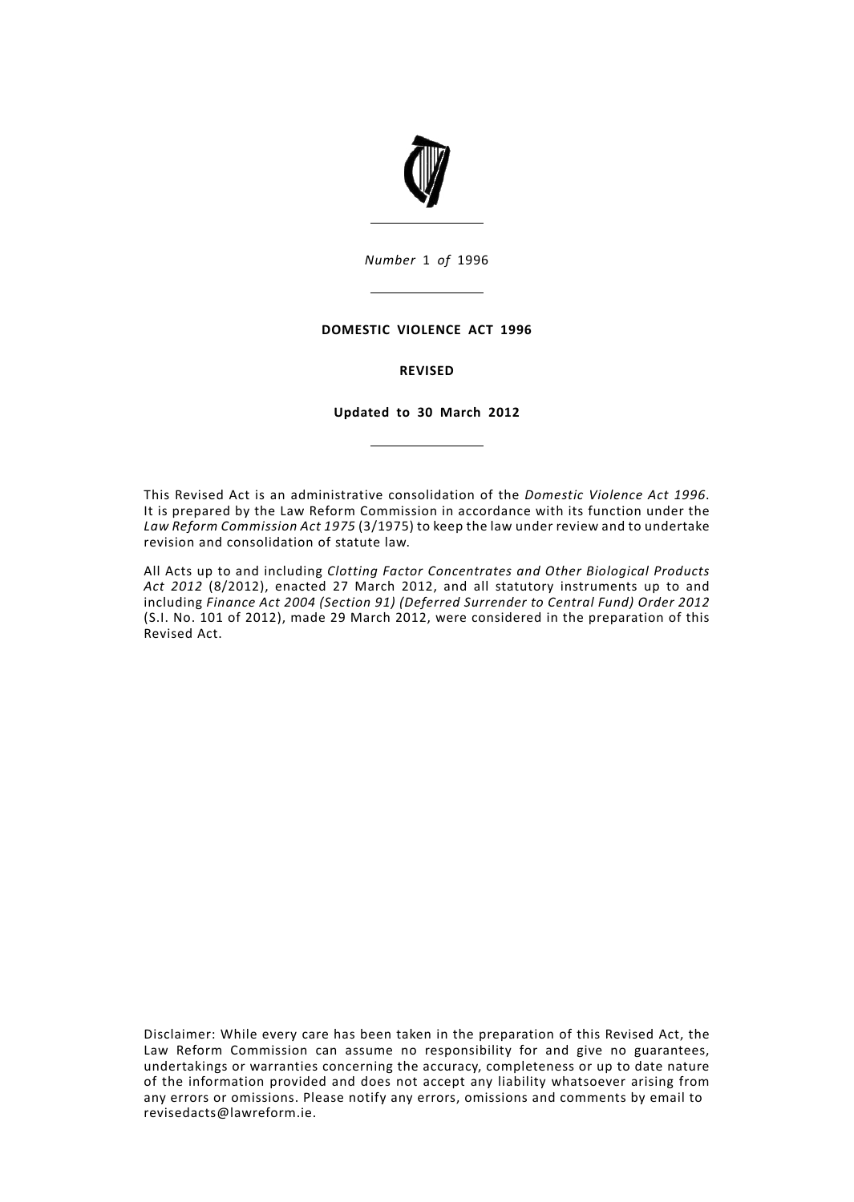*Number* 1 *of* 1996

# DOMESTIC VIOLENCE ACT 1996

**REVISED**

**Updated to 30 March 2012**

This Revised Act is an administrative consolidation of the *Domestic Violence Act 1996*. It is prepared by the Law Reform Commission in accordance with its function under the *Law Reform Commission Act 1975* (3/1975) to keep the law under review and to undertake revision and consolidation of statute law.

All Acts up to and including *Clotting Factor Concentrates and Other Biological Products Act 2012* (8/2012), enacted 27 March 2012, and all statutory instruments up to and including *Finance Act 2004 (Section 91) (Deferred Surrender to Central Fund) Order 2012* (S.I. No. 101 of 2012), made 29 March 2012, were considered in the preparation of this Revised Act.

Disclaimer: While every care has been taken in the preparation of this Revised Act, the Law Reform Commission can assume no responsibility for and give no guarantees, undertakings or warranties concerning the accuracy, completeness or up to date nature of the information provided and does not accept any liability whatsoever arising from any errors or omissions. Please notify any errors, omissions and comments by email to revisedacts@lawreform.ie.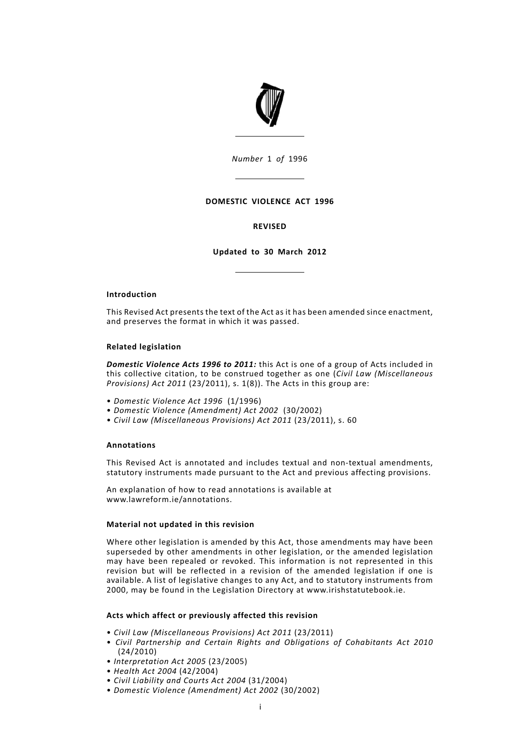*Number* 1 *of* 1996

**DOMESTIC VIOLENCE ACT 1996**

**REVISED**

**Updated to 30 March 2012**

**Introduction**

This Revised Act presents the text of the Act as it has been amended since enactment, and preserves the format in which it was passed.

**Related legislation**

***Domestic Violence Acts 1996 to 2011:*** this Act is one of a group of Acts included in this collective citation, to be construed together as one (*Civil Law (Miscellaneous Provisions) Act 2011* (23/2011), s. 1(8)). The Acts in this group are:

- *Domestic Violence Act 1996* (1/1996)
- *Domestic Violence (Amendment) Act 2002* (30/2002)
- *Civil Law (Miscellaneous Provisions) Act 2011* (23/2011), s. 60

**Annotations**

This Revised Act is annotated and includes textual and non-textual amendments, statutory instruments made pursuant to the Act and previous affecting provisions.

An explanation of how to read annotations is available at www.lawreform.ie/annotations.

**Material not updated in this revision**

Where other legislation is amended by this Act, those amendments may have been superseded by other amendments in other legislation, or the amended legislation may have been repealed or revoked. This information is not represented in this revision but will be reflected in a revision of the amended legislation if one is available. A list of legislative changes to any Act, and to statutory instruments from 2000, may be found in the Legislation Directory at www.irishstatutebook.ie.

**Acts which affect or previously affected this revision**

- *Civil Law (Miscellaneous Provisions) Act 2011* (23/2011)
- *Civil Partnership and Certain Rights and Obligations of Cohabitants Act 2010* (24/2010)
- *Interpretation Act 2005* (23/2005)
- *Health Act 2004* (42/2004)
- *Civil Liability and Courts Act 2004* (31/2004)
- *Domestic Violence (Amendment) Act 2002* (30/2002)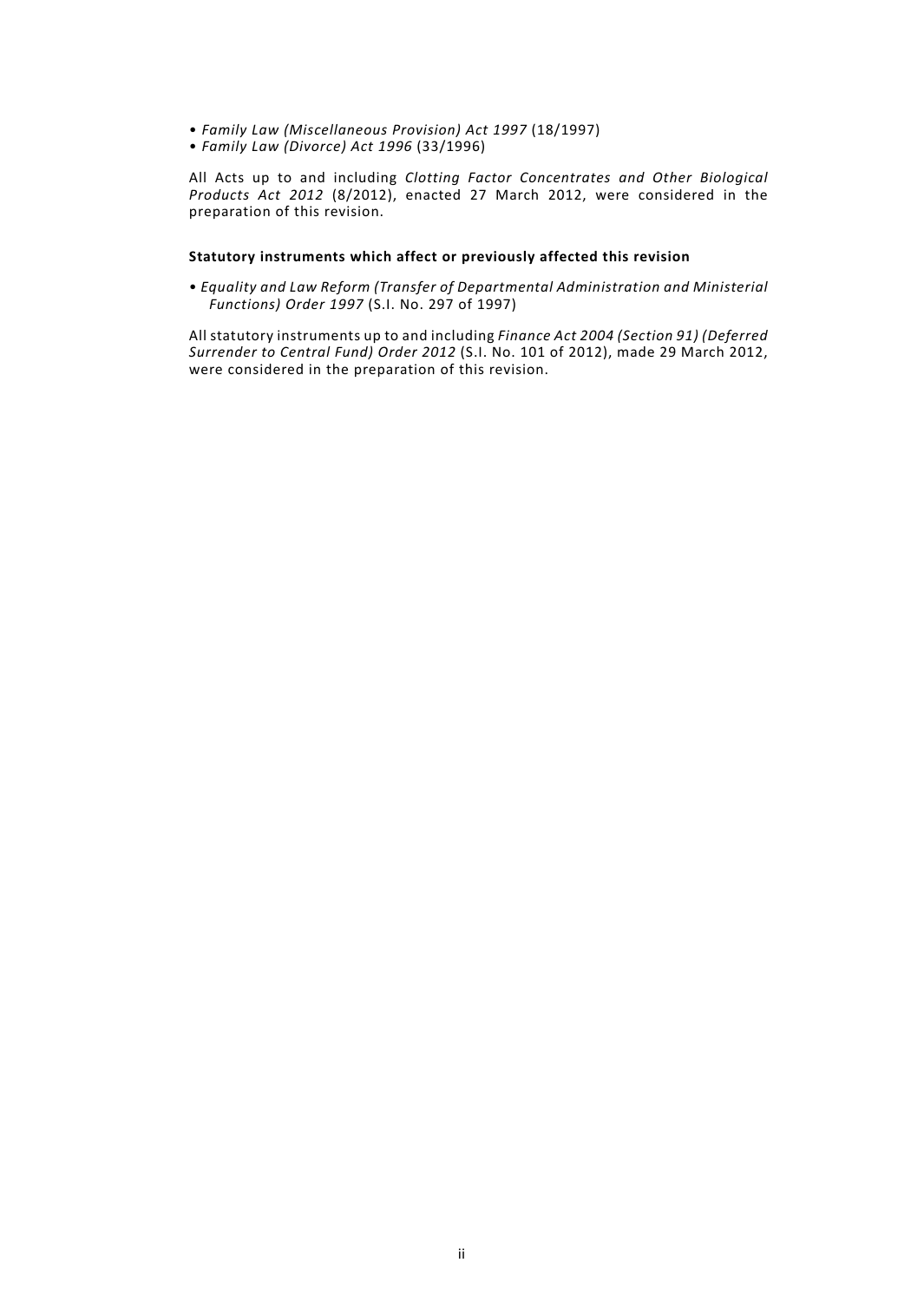- *Family Law (Miscellaneous Provision) Act 1997* (18/1997)
- *Family Law (Divorce) Act 1996* (33/1996)

All Acts up to and including *Clotting Factor Concentrates and Other Biological Products Act 2012* (8/2012), enacted 27 March 2012, were considered in the preparation of this revision.

**Statutory instruments which affect or previously affected this revision**

- *Equality and Law Reform (Transfer of Departmental Administration and Ministerial Functions) Order 1997* (S.I. No. 297 of 1997)

All statutory instruments up to and including *Finance Act 2004 (Section 91) (Deferred Surrender to Central Fund) Order 2012* (S.I. No. 101 of 2012), made 29 March 2012, were considered in the preparation of this revision.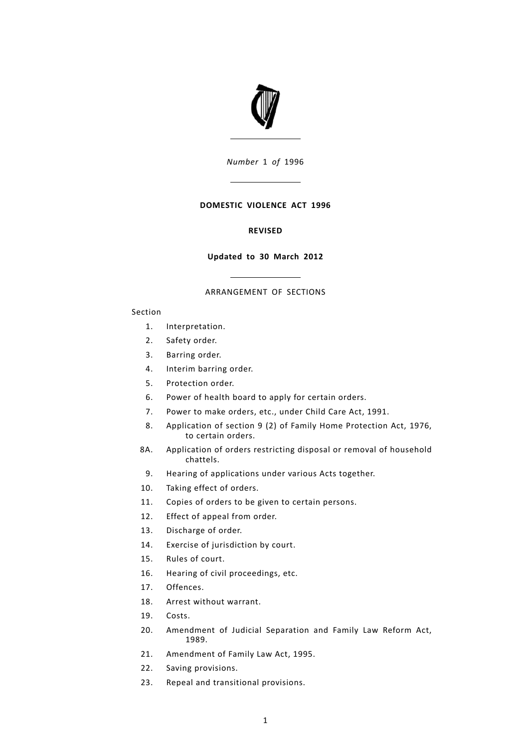*Number* 1 *of* 1996

**DOMESTIC VIOLENCE ACT 1996**

**REVISED**

**Updated to 30 March 2012**

ARRANGEMENT OF SECTIONS

Section

1. Interpretation.
2. Safety order.
3. Barring order.
4. Interim barring order.
5. Protection order.
6. Power of health board to apply for certain orders.
7. Power to make orders, etc., under Child Care Act, 1991.
8. Application of section 9 (2) of Family Home Protection Act, 1976, to certain orders.

8A. Application of orders restricting disposal or removal of household chattels.

9. Hearing of applications under various Acts together.
10. Taking effect of orders.
11. Copies of orders to be given to certain persons.
12. Effect of appeal from order.
13. Discharge of order.
14. Exercise of jurisdiction by court.
15. Rules of court.
16. Hearing of civil proceedings, etc.
17. Offences.
18. Arrest without warrant.
19. Costs.
20. Amendment of Judicial Separation and Family Law Reform Act, 1989.
21. Amendment of Family Law Act, 1995.
22. Saving provisions.
23. Repeal and transitional provisions.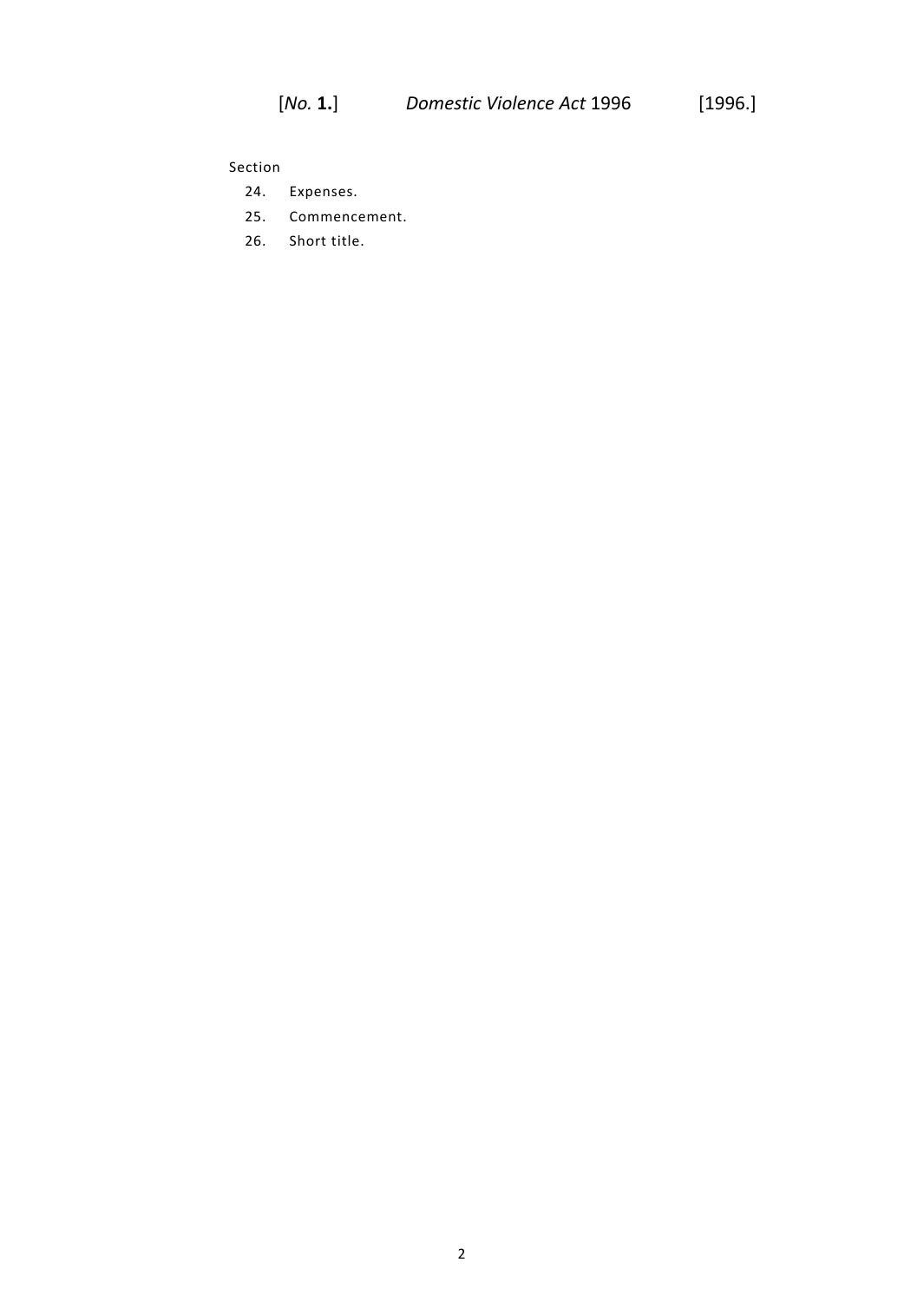Section

24. Expenses.
25. Commencement.
26. Short title.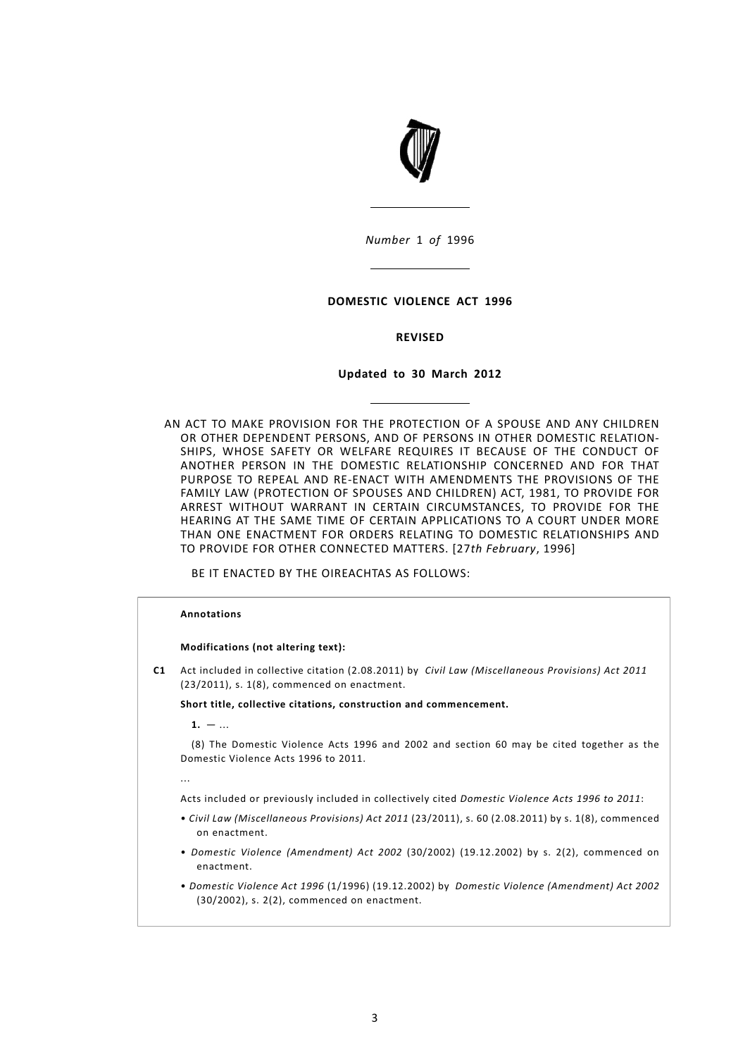*Number* 1 *of* 1996

**DOMESTIC VIOLENCE ACT 1996**

**REVISED**

**Updated to 30 March 2012**

AN ACT TO MAKE PROVISION FOR THE PROTECTION OF A SPOUSE AND ANY CHILDREN OR OTHER DEPENDENT PERSONS, AND OF PERSONS IN OTHER DOMESTIC RELATIONSHIPS, WHOSE SAFETY OR WELFARE REQUIRES IT BECAUSE OF THE CONDUCT OF ANOTHER PERSON IN THE DOMESTIC RELATIONSHIP CONCERNED AND FOR THAT PURPOSE TO REPEAL AND RE-ENACT WITH AMENDMENTS THE PROVISIONS OF THE FAMILY LAW (PROTECTION OF SPOUSES AND CHILDREN) ACT, 1981, TO PROVIDE FOR ARREST WITHOUT WARRANT IN CERTAIN CIRCUMSTANCES, TO PROVIDE FOR THE HEARING AT THE SAME TIME OF CERTAIN APPLICATIONS TO A COURT UNDER MORE THAN ONE ENACTMENT FOR ORDERS RELATING TO DOMESTIC RELATIONSHIPS AND TO PROVIDE FOR OTHER CONNECTED MATTERS. [27*th February*, 1996]

BE IT ENACTED BY THE OIREACHTAS AS FOLLOWS:

**Annotations**

**Modifications (not altering text):**

**C1** Act included in collective citation (2.08.2011) by *Civil Law (Miscellaneous Provisions) Act 2011* (23/2011), s. 1(8), commenced on enactment.

**Short title, collective citations, construction and commencement.**

**1.** — ...

(8) The Domestic Violence Acts 1996 and 2002 and section 60 may be cited together as the Domestic Violence Acts 1996 to 2011.

...

Acts included or previously included in collectively cited *Domestic Violence Acts 1996 to 2011*:

- *Civil Law (Miscellaneous Provisions) Act 2011* (23/2011), s. 60 (2.08.2011) by s. 1(8), commenced on enactment.
- *Domestic Violence (Amendment) Act 2002* (30/2002) (19.12.2002) by s. 2(2), commenced on enactment.
- *Domestic Violence Act 1996* (1/1996) (19.12.2002) by *Domestic Violence (Amendment) Act 2002* (30/2002), s. 2(2), commenced on enactment.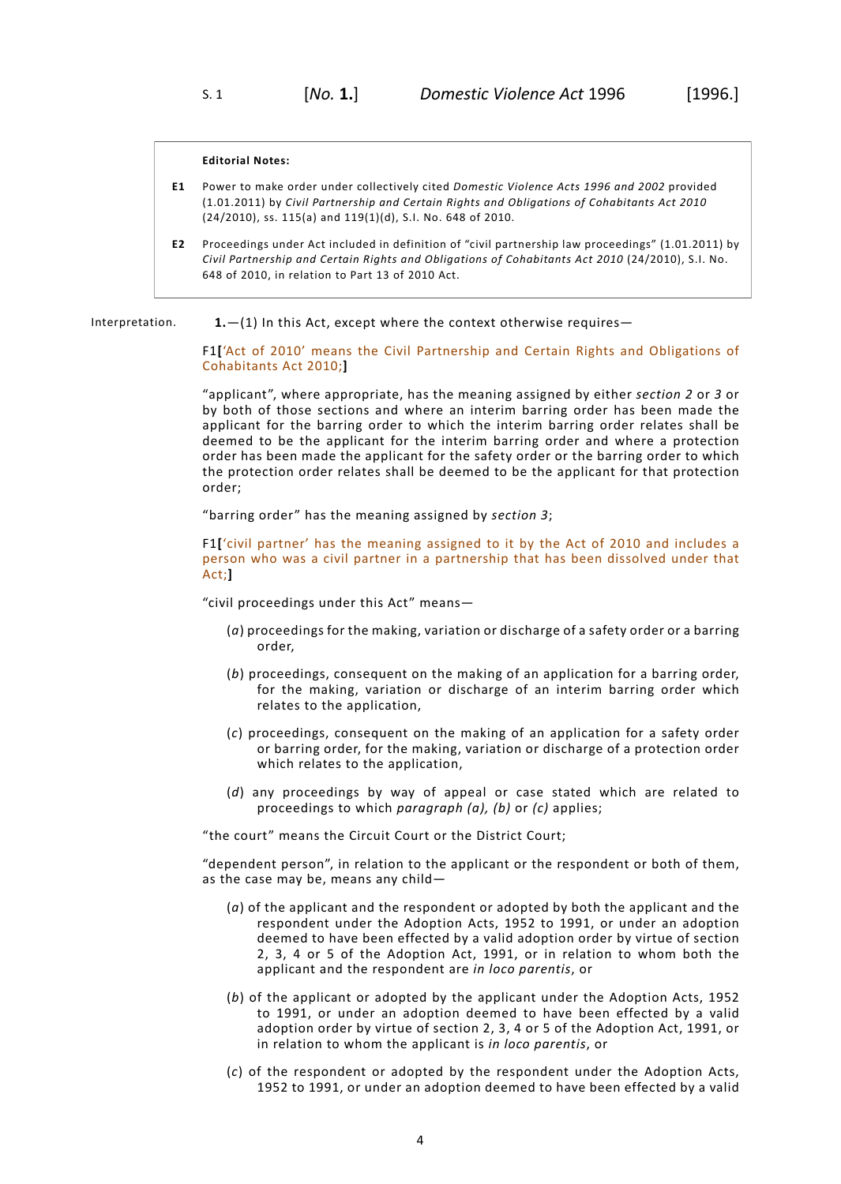**Editorial Notes:**

**E1** Power to make order under collectively cited *Domestic Violence Acts 1996 and 2002* provided (1.01.2011) by *Civil Partnership and Certain Rights and Obligations of Cohabitants Act 2010* (24/2010), ss. 115(a) and 119(1)(d), S.I. No. 648 of 2010.

**E2** Proceedings under Act included in definition of "civil partnership law proceedings" (1.01.2011) by *Civil Partnership and Certain Rights and Obligations of Cohabitants Act 2010* (24/2010), S.I. No. 648 of 2010, in relation to Part 13 of 2010 Act.

Interpretation.

**1.**—(1) In this Act, except where the context otherwise requires—

F1**[**'Act of 2010' means the Civil Partnership and Certain Rights and Obligations of Cohabitants Act 2010;**]**

"applicant", where appropriate, has the meaning assigned by either *section 2* or *3* or by both of those sections and where an interim barring order has been made the applicant for the barring order to which the interim barring order relates shall be deemed to be the applicant for the interim barring order and where a protection order has been made the applicant for the safety order or the barring order to which the protection order relates shall be deemed to be the applicant for that protection order;

"barring order" has the meaning assigned by *section 3*;

F1**[**'civil partner' has the meaning assigned to it by the Act of 2010 and includes a person who was a civil partner in a partnership that has been dissolved under that Act;**]**

"civil proceedings under this Act" means—

(*a*) proceedings for the making, variation or discharge of a safety order or a barring order,

(*b*) proceedings, consequent on the making of an application for a barring order, for the making, variation or discharge of an interim barring order which relates to the application,

(*c*) proceedings, consequent on the making of an application for a safety order or barring order, for the making, variation or discharge of a protection order which relates to the application,

(*d*) any proceedings by way of appeal or case stated which are related to proceedings to which *paragraph (a), (b)* or *(c)* applies;

"the court" means the Circuit Court or the District Court;

"dependent person", in relation to the applicant or the respondent or both of them, as the case may be, means any child—

(*a*) of the applicant and the respondent or adopted by both the applicant and the respondent under the Adoption Acts, 1952 to 1991, or under an adoption deemed to have been effected by a valid adoption order by virtue of section 2, 3, 4 or 5 of the Adoption Act, 1991, or in relation to whom both the applicant and the respondent are *in loco parentis*, or

(*b*) of the applicant or adopted by the applicant under the Adoption Acts, 1952 to 1991, or under an adoption deemed to have been effected by a valid adoption order by virtue of section 2, 3, 4 or 5 of the Adoption Act, 1991, or in relation to whom the applicant is *in loco parentis*, or

(*c*) of the respondent or adopted by the respondent under the Adoption Acts, 1952 to 1991, or under an adoption deemed to have been effected by a valid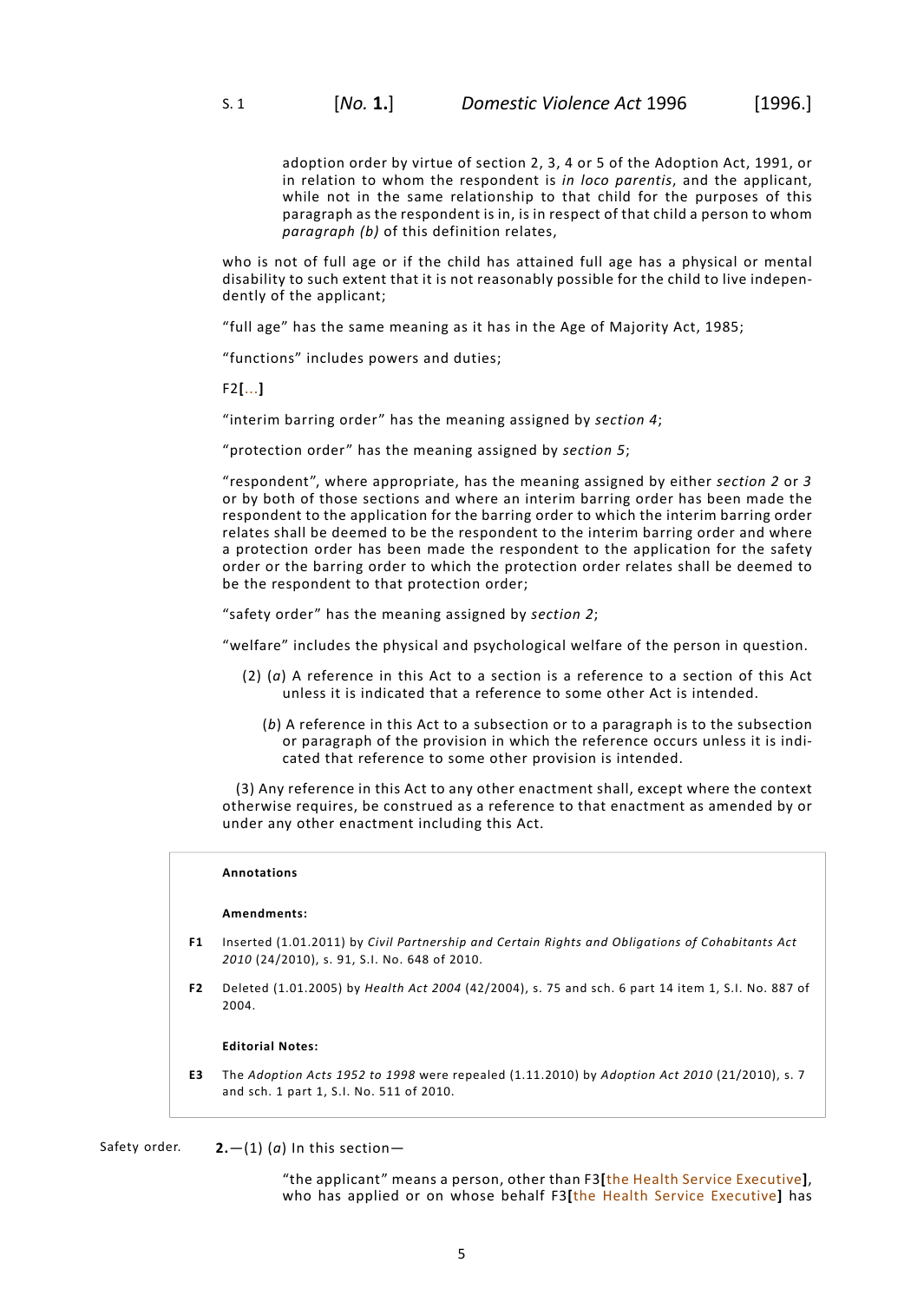adoption order by virtue of section 2, 3, 4 or 5 of the Adoption Act, 1991, or in relation to whom the respondent is *in loco parentis*, and the applicant, while not in the same relationship to that child for the purposes of this paragraph as the respondent is in, is in respect of that child a person to whom *paragraph (b)* of this definition relates,

who is not of full age or if the child has attained full age has a physical or mental disability to such extent that it is not reasonably possible for the child to live independently of the applicant;

"full age" has the same meaning as it has in the Age of Majority Act, 1985;

"functions" includes powers and duties;

F2[...]

"interim barring order" has the meaning assigned by *section 4*;

"protection order" has the meaning assigned by *section 5*;

"respondent", where appropriate, has the meaning assigned by either *section 2* or *3* or by both of those sections and where an interim barring order has been made the respondent to the application for the barring order to which the interim barring order relates shall be deemed to be the respondent to the interim barring order and where a protection order has been made the respondent to the application for the safety order or the barring order to which the protection order relates shall be deemed to be the respondent to that protection order;

"safety order" has the meaning assigned by *section 2*;

"welfare" includes the physical and psychological welfare of the person in question.

(2) (*a*) A reference in this Act to a section is a reference to a section of this Act unless it is indicated that a reference to some other Act is intended.

(*b*) A reference in this Act to a subsection or to a paragraph is to the subsection or paragraph of the provision in which the reference occurs unless it is indicated that reference to some other provision is intended.

(3) Any reference in this Act to any other enactment shall, except where the context otherwise requires, be construed as a reference to that enactment as amended by or under any other enactment including this Act.

**Annotations**

**Amendments:**

**F1** Inserted (1.01.2011) by *Civil Partnership and Certain Rights and Obligations of Cohabitants Act 2010* (24/2010), s. 91, S.I. No. 648 of 2010.

**F2** Deleted (1.01.2005) by *Health Act 2004* (42/2004), s. 75 and sch. 6 part 14 item 1, S.I. No. 887 of 2004.

**Editorial Notes:**

**E3** The *Adoption Acts 1952 to 1998* were repealed (1.11.2010) by *Adoption Act 2010* (21/2010), s. 7 and sch. 1 part 1, S.I. No. 511 of 2010.

Safety order.

**2.**—(1) (*a*) In this section—

"the applicant" means a person, other than F3[the Health Service Executive], who has applied or on whose behalf F3[the Health Service Executive] has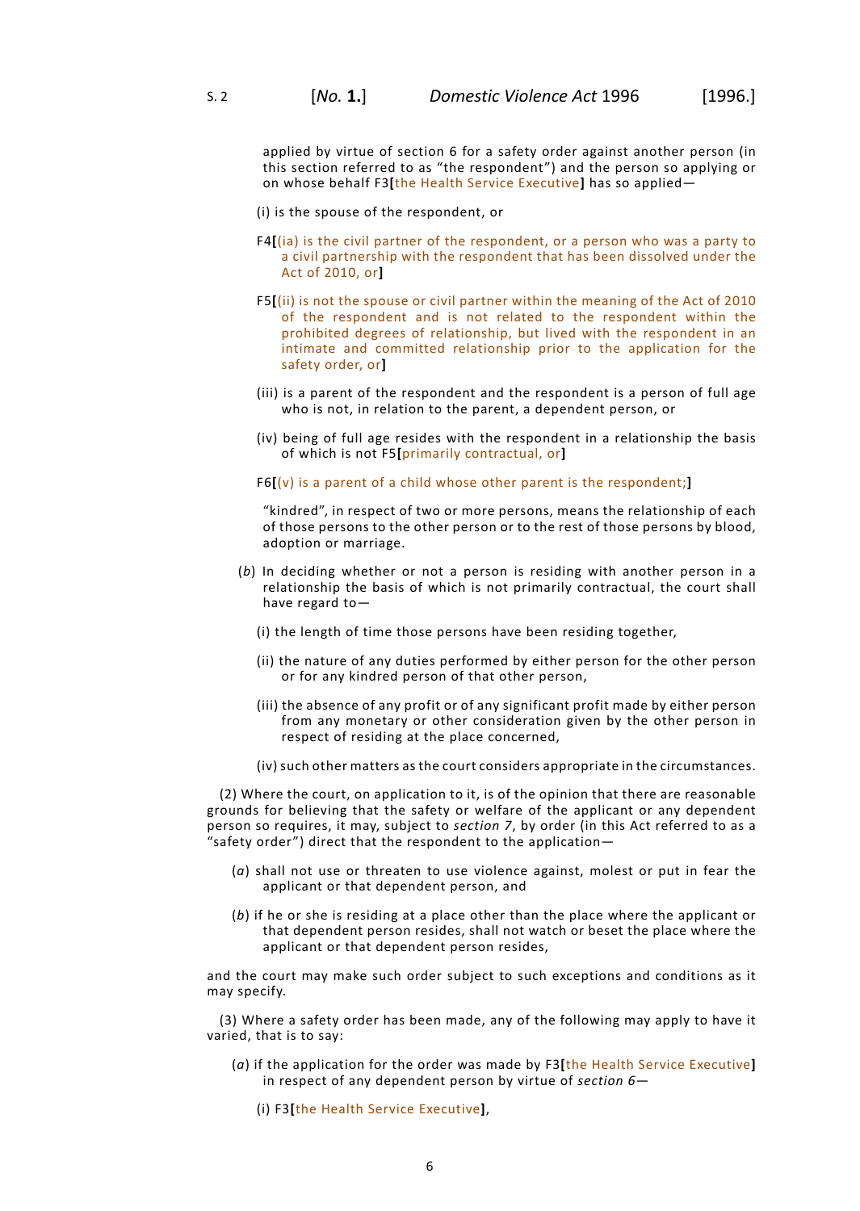applied by virtue of section 6 for a safety order against another person (in this section referred to as “the respondent”) and the person so applying or on whose behalf F3[the Health Service Executive] has so applied—

(i) is the spouse of the respondent, or

F4[(ia) is the civil partner of the respondent, or a person who was a party to a civil partnership with the respondent that has been dissolved under the Act of 2010, or]

F5[(ii) is not the spouse or civil partner within the meaning of the Act of 2010 of the respondent and is not related to the respondent within the prohibited degrees of relationship, but lived with the respondent in an intimate and committed relationship prior to the application for the safety order, or]

(iii) is a parent of the respondent and the respondent is a person of full age who is not, in relation to the parent, a dependent person, or

(iv) being of full age resides with the respondent in a relationship the basis of which is not F5[primarily contractual, or]

F6[(v) is a parent of a child whose other parent is the respondent;]

“kindred”, in respect of two or more persons, means the relationship of each of those persons to the other person or to the rest of those persons by blood, adoption or marriage.

(*b*) In deciding whether or not a person is residing with another person in a relationship the basis of which is not primarily contractual, the court shall have regard to—

(i) the length of time those persons have been residing together,

(ii) the nature of any duties performed by either person for the other person or for any kindred person of that other person,

(iii) the absence of any profit or of any significant profit made by either person from any monetary or other consideration given by the other person in respect of residing at the place concerned,

(iv) such other matters as the court considers appropriate in the circumstances.

(2) Where the court, on application to it, is of the opinion that there are reasonable grounds for believing that the safety or welfare of the applicant or any dependent person so requires, it may, subject to *section 7*, by order (in this Act referred to as a “safety order”) direct that the respondent to the application—

(*a*) shall not use or threaten to use violence against, molest or put in fear the applicant or that dependent person, and

(*b*) if he or she is residing at a place other than the place where the applicant or that dependent person resides, shall not watch or beset the place where the applicant or that dependent person resides,

and the court may make such order subject to such exceptions and conditions as it may specify.

(3) Where a safety order has been made, any of the following may apply to have it varied, that is to say:

(*a*) if the application for the order was made by F3[the Health Service Executive] in respect of any dependent person by virtue of *section 6*—

(i) F3[the Health Service Executive],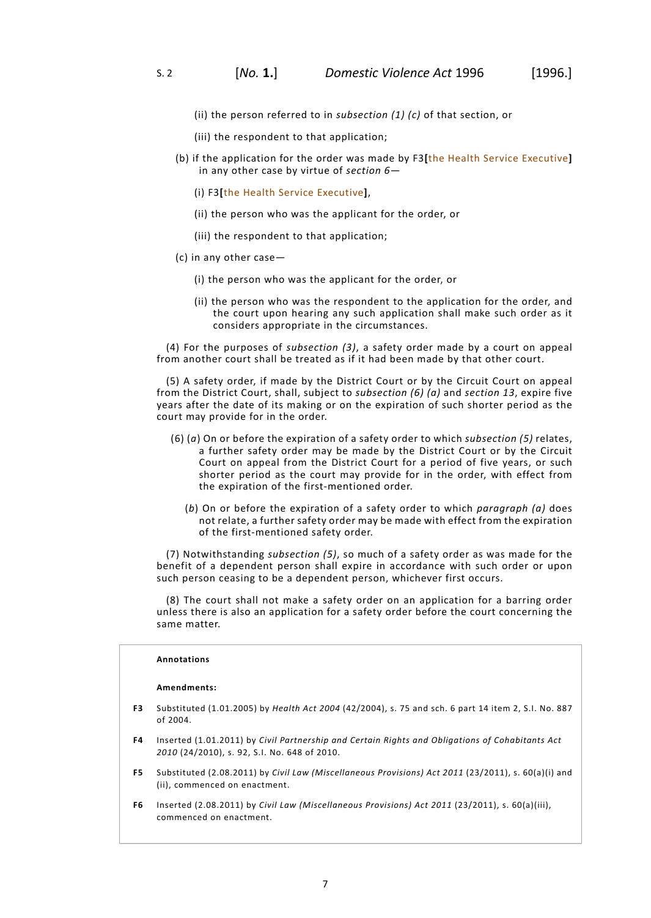(ii) the person referred to in *subsection (1) (c)* of that section, or

(iii) the respondent to that application;

(b) if the application for the order was made by F3[the Health Service Executive] in any other case by virtue of *section 6*—

(i) F3[the Health Service Executive],

(ii) the person who was the applicant for the order, or

(iii) the respondent to that application;

(c) in any other case—

(i) the person who was the applicant for the order, or

(ii) the person who was the respondent to the application for the order, and the court upon hearing any such application shall make such order as it considers appropriate in the circumstances.

(4) For the purposes of *subsection (3)*, a safety order made by a court on appeal from another court shall be treated as if it had been made by that other court.

(5) A safety order, if made by the District Court or by the Circuit Court on appeal from the District Court, shall, subject to *subsection (6) (a)* and *section 13*, expire five years after the date of its making or on the expiration of such shorter period as the court may provide for in the order.

(6) (*a*) On or before the expiration of a safety order to which *subsection (5)* relates, a further safety order may be made by the District Court or by the Circuit Court on appeal from the District Court for a period of five years, or such shorter period as the court may provide for in the order, with effect from the expiration of the first-mentioned order.

(*b*) On or before the expiration of a safety order to which *paragraph (a)* does not relate, a further safety order may be made with effect from the expiration of the first-mentioned safety order.

(7) Notwithstanding *subsection (5)*, so much of a safety order as was made for the benefit of a dependent person shall expire in accordance with such order or upon such person ceasing to be a dependent person, whichever first occurs.

(8) The court shall not make a safety order on an application for a barring order unless there is also an application for a safety order before the court concerning the same matter.

**Annotations**

**Amendments:**

**F3** Substituted (1.01.2005) by *Health Act 2004* (42/2004), s. 75 and sch. 6 part 14 item 2, S.I. No. 887 of 2004.

**F4** Inserted (1.01.2011) by *Civil Partnership and Certain Rights and Obligations of Cohabitants Act 2010* (24/2010), s. 92, S.I. No. 648 of 2010.

**F5** Substituted (2.08.2011) by *Civil Law (Miscellaneous Provisions) Act 2011* (23/2011), s. 60(a)(i) and (ii), commenced on enactment.

**F6** Inserted (2.08.2011) by *Civil Law (Miscellaneous Provisions) Act 2011* (23/2011), s. 60(a)(iii), commenced on enactment.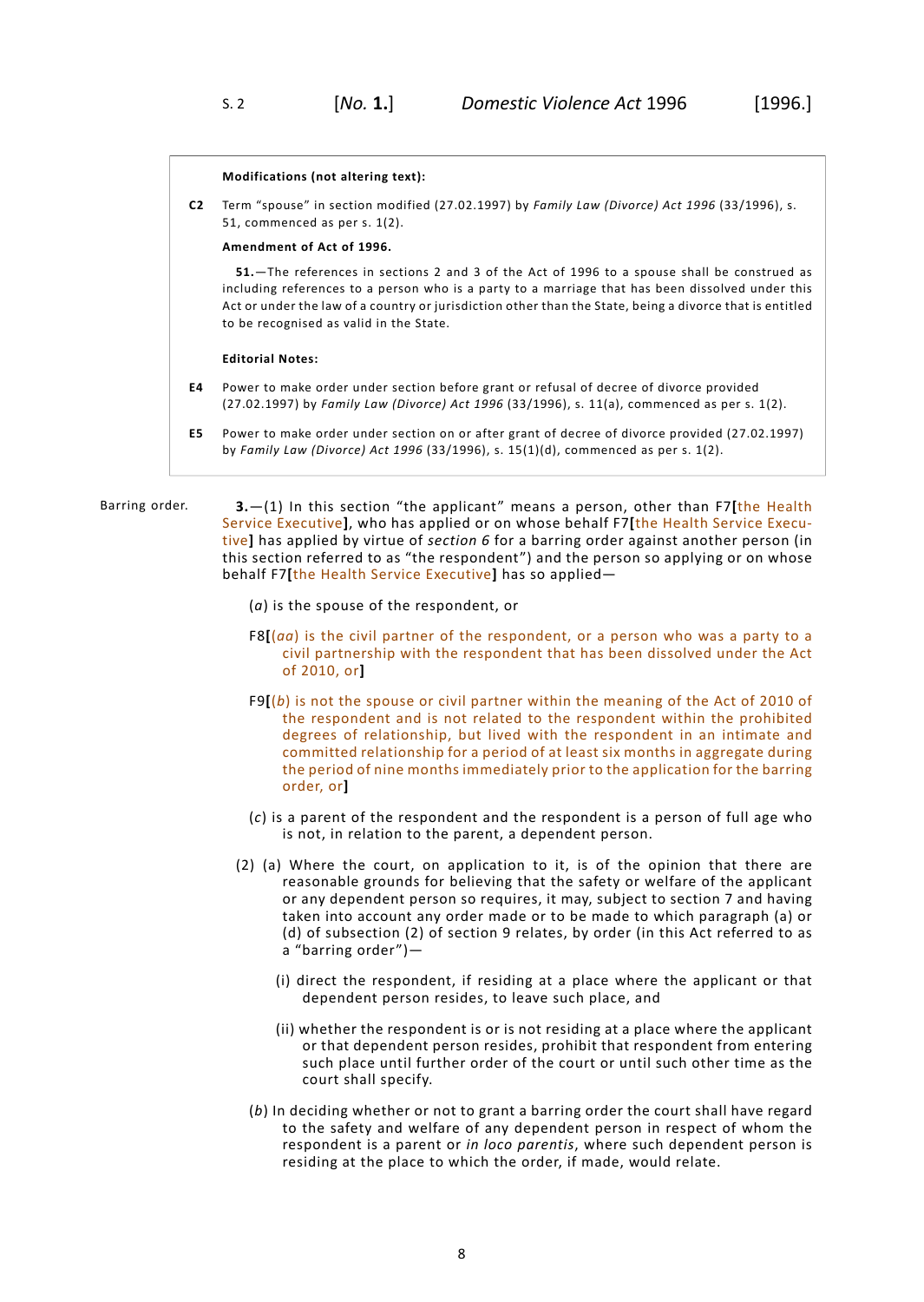**Modifications (not altering text):**

**C2** Term "spouse" in section modified (27.02.1997) by *Family Law (Divorce) Act 1996* (33/1996), s. 51, commenced as per s. 1(2).

**Amendment of Act of 1996.**

**51.**—The references in sections 2 and 3 of the Act of 1996 to a spouse shall be construed as including references to a person who is a party to a marriage that has been dissolved under this Act or under the law of a country or jurisdiction other than the State, being a divorce that is entitled to be recognised as valid in the State.

**Editorial Notes:**

**E4** Power to make order under section before grant or refusal of decree of divorce provided (27.02.1997) by *Family Law (Divorce) Act 1996* (33/1996), s. 11(a), commenced as per s. 1(2).

**E5** Power to make order under section on or after grant of decree of divorce provided (27.02.1997) by *Family Law (Divorce) Act 1996* (33/1996), s. 15(1)(d), commenced as per s. 1(2).

Barring order.

**3.**—(1) In this section "the applicant" means a person, other than F7[the Health Service Executive], who has applied or on whose behalf F7[the Health Service Executive] has applied by virtue of *section 6* for a barring order against another person (in this section referred to as "the respondent") and the person so applying or on whose behalf F7[the Health Service Executive] has so applied—

(*a*) is the spouse of the respondent, or

F8[(*aa*) is the civil partner of the respondent, or a person who was a party to a civil partnership with the respondent that has been dissolved under the Act of 2010, or]

F9[(*b*) is not the spouse or civil partner within the meaning of the Act of 2010 of the respondent and is not related to the respondent within the prohibited degrees of relationship, but lived with the respondent in an intimate and committed relationship for a period of at least six months in aggregate during the period of nine months immediately prior to the application for the barring order, or]

(*c*) is a parent of the respondent and the respondent is a person of full age who is not, in relation to the parent, a dependent person.

(2) (a) Where the court, on application to it, is of the opinion that there are reasonable grounds for believing that the safety or welfare of the applicant or any dependent person so requires, it may, subject to section 7 and having taken into account any order made or to be made to which paragraph (a) or (d) of subsection (2) of section 9 relates, by order (in this Act referred to as a "barring order")—

(i) direct the respondent, if residing at a place where the applicant or that dependent person resides, to leave such place, and

(ii) whether the respondent is or is not residing at a place where the applicant or that dependent person resides, prohibit that respondent from entering such place until further order of the court or until such other time as the court shall specify.

(*b*) In deciding whether or not to grant a barring order the court shall have regard to the safety and welfare of any dependent person in respect of whom the respondent is a parent or *in loco parentis*, where such dependent person is residing at the place to which the order, if made, would relate.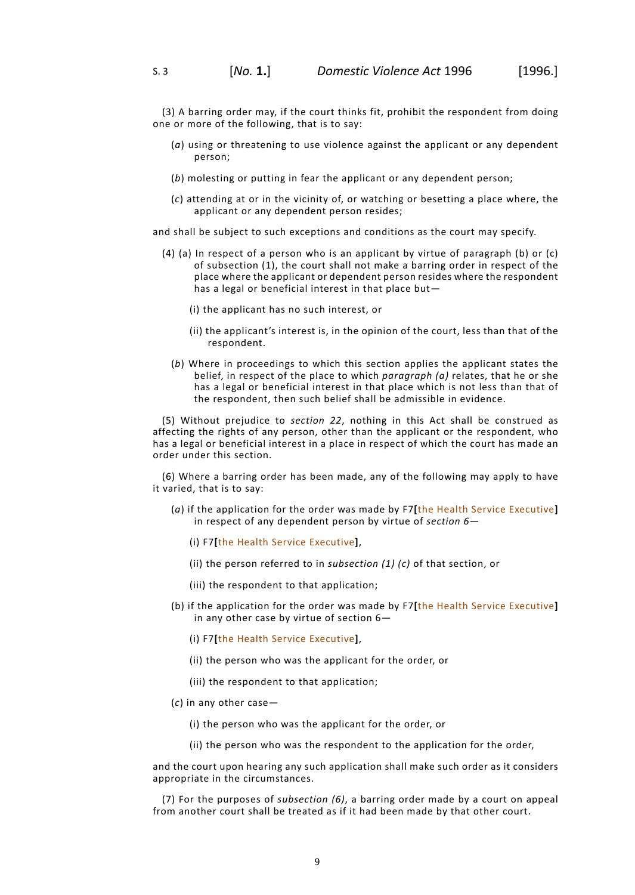(3) A barring order may, if the court thinks fit, prohibit the respondent from doing one or more of the following, that is to say:

(*a*) using or threatening to use violence against the applicant or any dependent person;

(*b*) molesting or putting in fear the applicant or any dependent person;

(*c*) attending at or in the vicinity of, or watching or besetting a place where, the applicant or any dependent person resides;

and shall be subject to such exceptions and conditions as the court may specify.

(4) (a) In respect of a person who is an applicant by virtue of paragraph (b) or (c) of subsection (1), the court shall not make a barring order in respect of the place where the applicant or dependent person resides where the respondent has a legal or beneficial interest in that place but—

(i) the applicant has no such interest, or

(ii) the applicant's interest is, in the opinion of the court, less than that of the respondent.

(*b*) Where in proceedings to which this section applies the applicant states the belief, in respect of the place to which *paragraph (a)* relates, that he or she has a legal or beneficial interest in that place which is not less than that of the respondent, then such belief shall be admissible in evidence.

(5) Without prejudice to *section 22*, nothing in this Act shall be construed as affecting the rights of any person, other than the applicant or the respondent, who has a legal or beneficial interest in a place in respect of which the court has made an order under this section.

(6) Where a barring order has been made, any of the following may apply to have it varied, that is to say:

(*a*) if the application for the order was made by F7**[**the Health Service Executive**]** in respect of any dependent person by virtue of *section 6*—

(i) F7**[**the Health Service Executive**]**,

(ii) the person referred to in *subsection (1) (c)* of that section, or

(iii) the respondent to that application;

(b) if the application for the order was made by F7**[**the Health Service Executive**]** in any other case by virtue of section 6—

(i) F7**[**the Health Service Executive**]**,

(ii) the person who was the applicant for the order, or

(iii) the respondent to that application;

(*c*) in any other case—

(i) the person who was the applicant for the order, or

(ii) the person who was the respondent to the application for the order,

and the court upon hearing any such application shall make such order as it considers appropriate in the circumstances.

(7) For the purposes of *subsection (6)*, a barring order made by a court on appeal from another court shall be treated as if it had been made by that other court.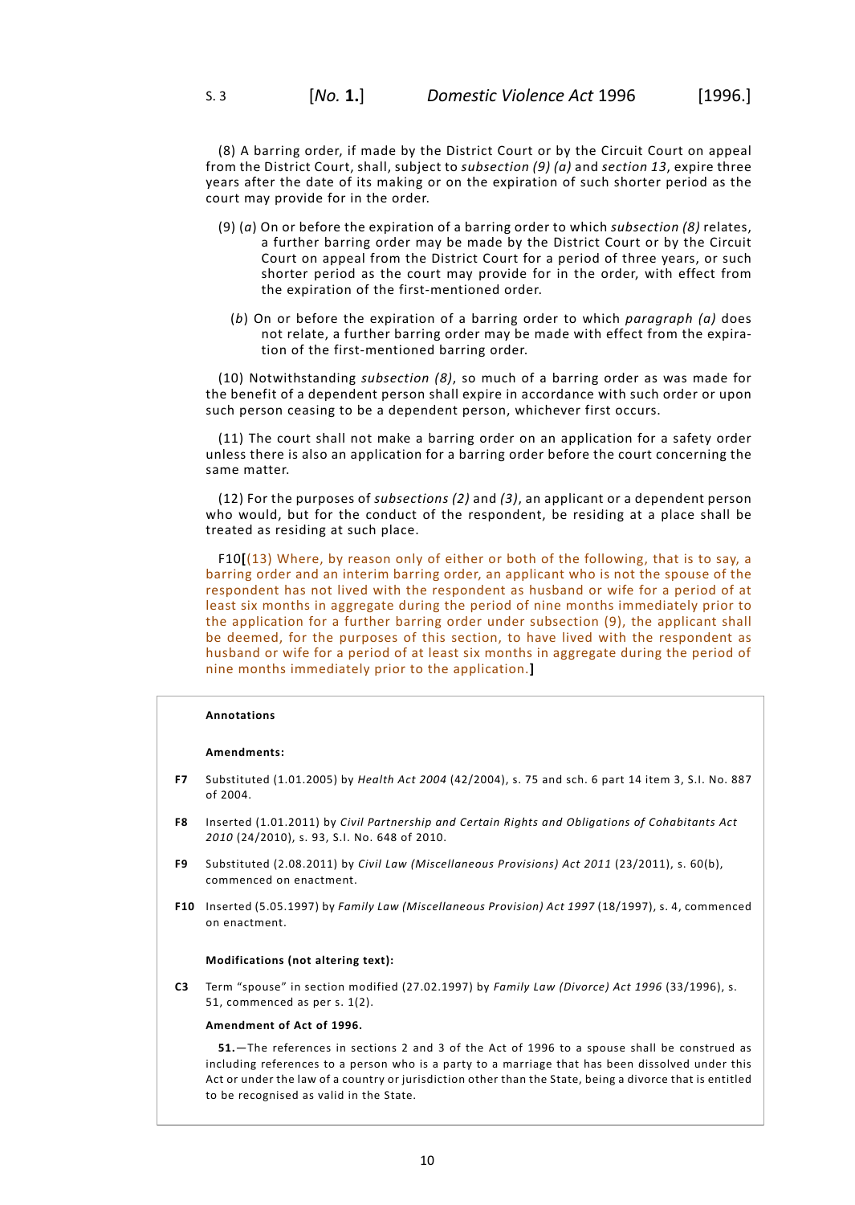(8) A barring order, if made by the District Court or by the Circuit Court on appeal from the District Court, shall, subject to *subsection (9) (a)* and *section 13*, expire three years after the date of its making or on the expiration of such shorter period as the court may provide for in the order.

(9) (*a*) On or before the expiration of a barring order to which *subsection (8)* relates, a further barring order may be made by the District Court or by the Circuit Court on appeal from the District Court for a period of three years, or such shorter period as the court may provide for in the order, with effect from the expiration of the first-mentioned order.

(*b*) On or before the expiration of a barring order to which *paragraph (a)* does not relate, a further barring order may be made with effect from the expiration of the first-mentioned barring order.

(10) Notwithstanding *subsection (8)*, so much of a barring order as was made for the benefit of a dependent person shall expire in accordance with such order or upon such person ceasing to be a dependent person, whichever first occurs.

(11) The court shall not make a barring order on an application for a safety order unless there is also an application for a barring order before the court concerning the same matter.

(12) For the purposes of *subsections (2)* and *(3)*, an applicant or a dependent person who would, but for the conduct of the respondent, be residing at a place shall be treated as residing at such place.

F10**[**(13) Where, by reason only of either or both of the following, that is to say, a barring order and an interim barring order, an applicant who is not the spouse of the respondent has not lived with the respondent as husband or wife for a period of at least six months in aggregate during the period of nine months immediately prior to the application for a further barring order under subsection (9), the applicant shall be deemed, for the purposes of this section, to have lived with the respondent as husband or wife for a period of at least six months in aggregate during the period of nine months immediately prior to the application.**]**

**Annotations**

**Amendments:**

**F7** Substituted (1.01.2005) by *Health Act 2004* (42/2004), s. 75 and sch. 6 part 14 item 3, S.I. No. 887 of 2004.

**F8** Inserted (1.01.2011) by *Civil Partnership and Certain Rights and Obligations of Cohabitants Act 2010* (24/2010), s. 93, S.I. No. 648 of 2010.

**F9** Substituted (2.08.2011) by *Civil Law (Miscellaneous Provisions) Act 2011* (23/2011), s. 60(b), commenced on enactment.

**F10** Inserted (5.05.1997) by *Family Law (Miscellaneous Provision) Act 1997* (18/1997), s. 4, commenced on enactment.

**Modifications (not altering text):**

**C3** Term "spouse" in section modified (27.02.1997) by *Family Law (Divorce) Act 1996* (33/1996), s. 51, commenced as per s. 1(2).

**Amendment of Act of 1996.**

**51.**—The references in sections 2 and 3 of the Act of 1996 to a spouse shall be construed as including references to a person who is a party to a marriage that has been dissolved under this Act or under the law of a country or jurisdiction other than the State, being a divorce that is entitled to be recognised as valid in the State.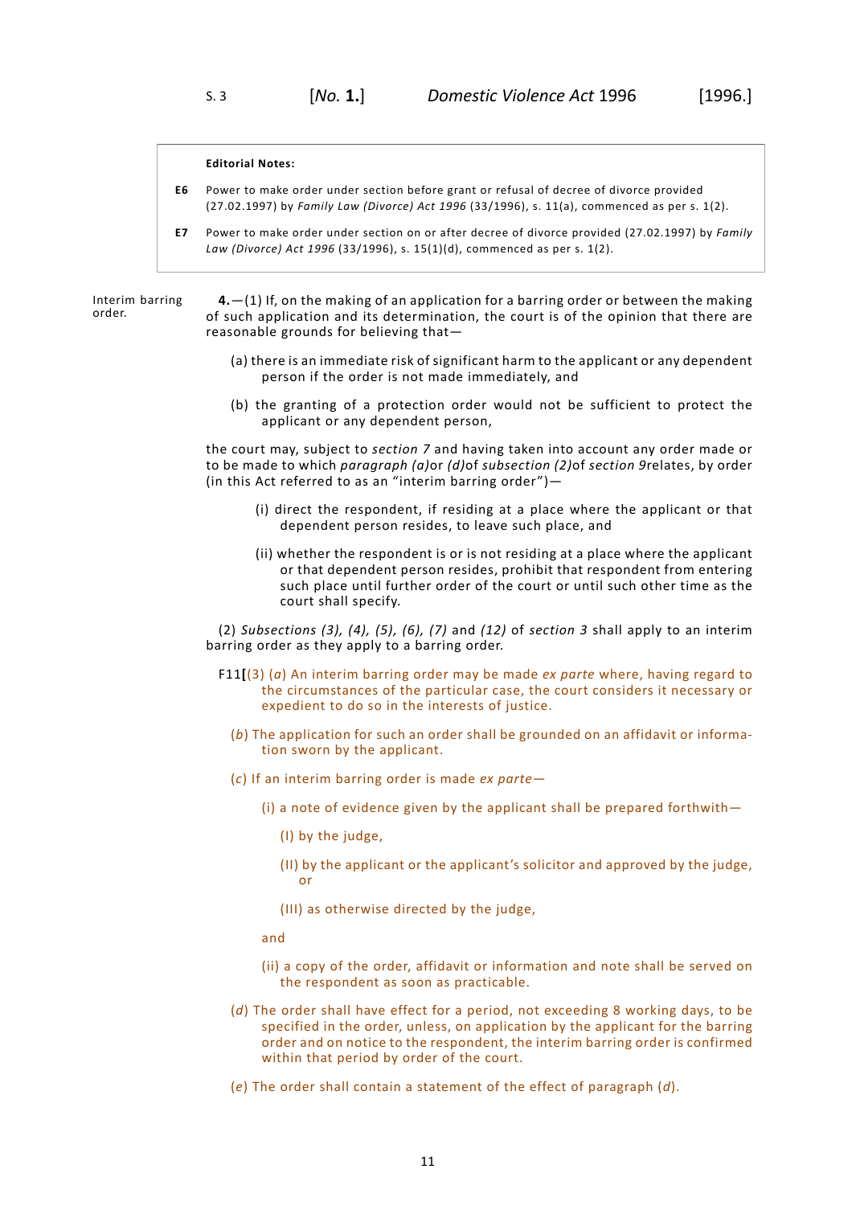**Editorial Notes:**

**E6** Power to make order under section before grant or refusal of decree of divorce provided (27.02.1997) by *Family Law (Divorce) Act 1996* (33/1996), s. 11(a), commenced as per s. 1(2).

**E7** Power to make order under section on or after decree of divorce provided (27.02.1997) by *Family Law (Divorce) Act 1996* (33/1996), s. 15(1)(d), commenced as per s. 1(2).

Interim barring order.

**4.**—(1) If, on the making of an application for a barring order or between the making of such application and its determination, the court is of the opinion that there are reasonable grounds for believing that—

(a) there is an immediate risk of significant harm to the applicant or any dependent person if the order is not made immediately, and

(b) the granting of a protection order would not be sufficient to protect the applicant or any dependent person,

the court may, subject to *section 7* and having taken into account any order made or to be made to which *paragraph (a)*or *(d)*of *subsection (2)*of *section 9*relates, by order (in this Act referred to as an "interim barring order")—

(i) direct the respondent, if residing at a place where the applicant or that dependent person resides, to leave such place, and

(ii) whether the respondent is or is not residing at a place where the applicant or that dependent person resides, prohibit that respondent from entering such place until further order of the court or until such other time as the court shall specify.

(2) *Subsections (3), (4), (5), (6), (7)* and *(12)* of *section 3* shall apply to an interim barring order as they apply to a barring order.

F11**[**(3) (*a*) An interim barring order may be made *ex parte* where, having regard to the circumstances of the particular case, the court considers it necessary or expedient to do so in the interests of justice.

(*b*) The application for such an order shall be grounded on an affidavit or information sworn by the applicant.

(*c*) If an interim barring order is made *ex parte*—

(i) a note of evidence given by the applicant shall be prepared forthwith—

(I) by the judge,

(II) by the applicant or the applicant's solicitor and approved by the judge, or

(III) as otherwise directed by the judge,

and

(ii) a copy of the order, affidavit or information and note shall be served on the respondent as soon as practicable.

(*d*) The order shall have effect for a period, not exceeding 8 working days, to be specified in the order, unless, on application by the applicant for the barring order and on notice to the respondent, the interim barring order is confirmed within that period by order of the court.

(*e*) The order shall contain a statement of the effect of paragraph (*d*).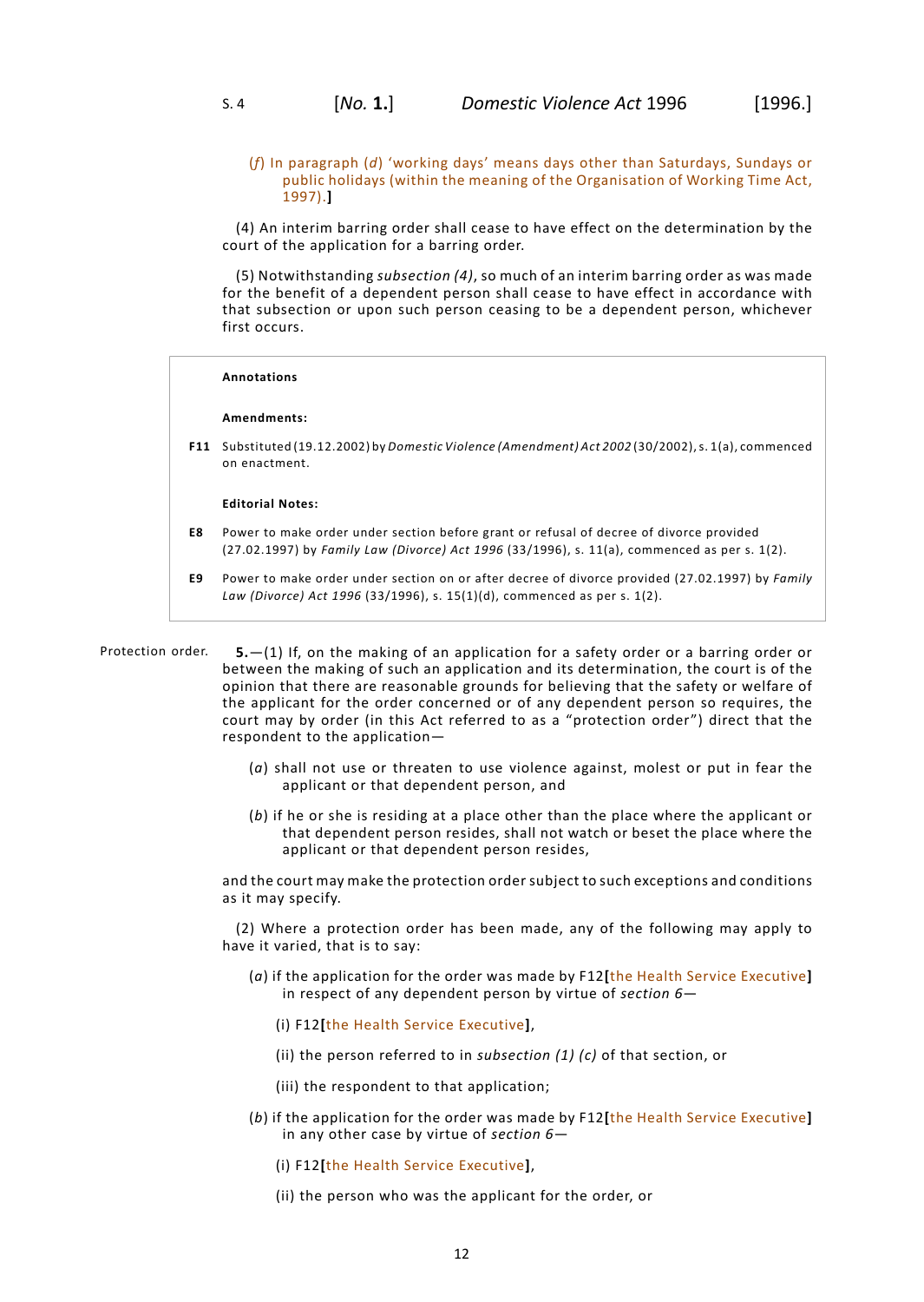(*f*) In paragraph (*d*) 'working days' means days other than Saturdays, Sundays or public holidays (within the meaning of the Organisation of Working Time Act, 1997).]

(4) An interim barring order shall cease to have effect on the determination by the court of the application for a barring order.

(5) Notwithstanding *subsection (4)*, so much of an interim barring order as was made for the benefit of a dependent person shall cease to have effect in accordance with that subsection or upon such person ceasing to be a dependent person, whichever first occurs.

**Annotations**

**Amendments:**

**F11** Substituted (19.12.2002) by *Domestic Violence (Amendment) Act 2002* (30/2002), s. 1(a), commenced on enactment.

**Editorial Notes:**

**E8** Power to make order under section before grant or refusal of decree of divorce provided (27.02.1997) by *Family Law (Divorce) Act 1996* (33/1996), s. 11(a), commenced as per s. 1(2).

**E9** Power to make order under section on or after decree of divorce provided (27.02.1997) by *Family Law (Divorce) Act 1996* (33/1996), s. 15(1)(d), commenced as per s. 1(2).

Protection order.

**5.**—(1) If, on the making of an application for a safety order or a barring order or between the making of such an application and its determination, the court is of the opinion that there are reasonable grounds for believing that the safety or welfare of the applicant for the order concerned or of any dependent person so requires, the court may by order (in this Act referred to as a "protection order") direct that the respondent to the application—

(*a*) shall not use or threaten to use violence against, molest or put in fear the applicant or that dependent person, and

(*b*) if he or she is residing at a place other than the place where the applicant or that dependent person resides, shall not watch or beset the place where the applicant or that dependent person resides,

and the court may make the protection order subject to such exceptions and conditions as it may specify.

(2) Where a protection order has been made, any of the following may apply to have it varied, that is to say:

(*a*) if the application for the order was made by F12[the Health Service Executive] in respect of any dependent person by virtue of *section 6*—

(i) F12[the Health Service Executive],

(ii) the person referred to in *subsection (1) (c)* of that section, or

(iii) the respondent to that application;

(*b*) if the application for the order was made by F12[the Health Service Executive] in any other case by virtue of *section 6*—

(i) F12[the Health Service Executive],

(ii) the person who was the applicant for the order, or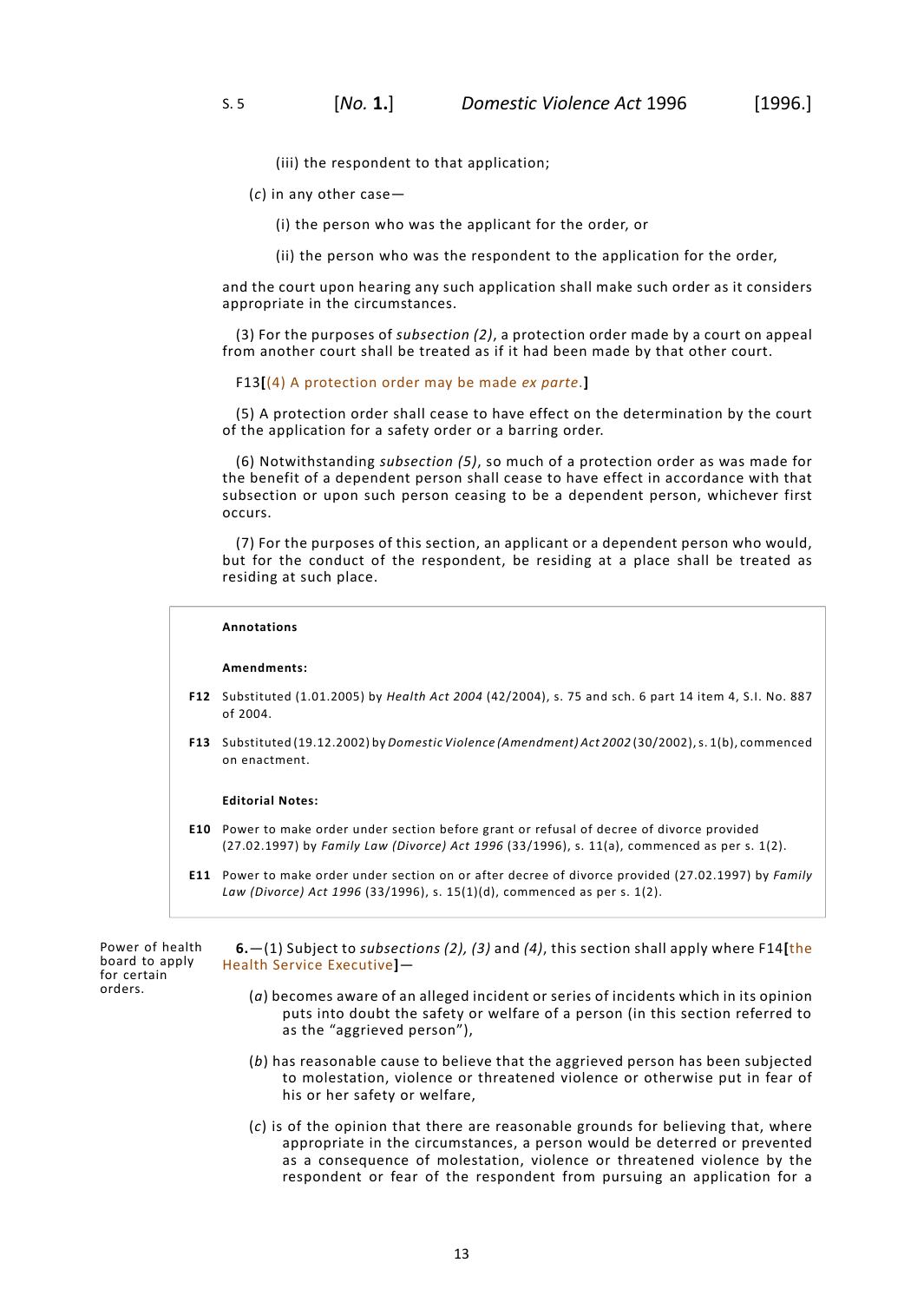(iii) the respondent to that application;

(*c*) in any other case—

(i) the person who was the applicant for the order, or

(ii) the person who was the respondent to the application for the order,

and the court upon hearing any such application shall make such order as it considers appropriate in the circumstances.

(3) For the purposes of *subsection (2)*, a protection order made by a court on appeal from another court shall be treated as if it had been made by that other court.

F13[(4) A protection order may be made *ex parte*.]

(5) A protection order shall cease to have effect on the determination by the court of the application for a safety order or a barring order.

(6) Notwithstanding *subsection (5)*, so much of a protection order as was made for the benefit of a dependent person shall cease to have effect in accordance with that subsection or upon such person ceasing to be a dependent person, whichever first occurs.

(7) For the purposes of this section, an applicant or a dependent person who would, but for the conduct of the respondent, be residing at a place shall be treated as residing at such place.

**Annotations**

**Amendments:**

**F12** Substituted (1.01.2005) by *Health Act 2004* (42/2004), s. 75 and sch. 6 part 14 item 4, S.I. No. 887 of 2004.

**F13** Substituted (19.12.2002) by *Domestic Violence (Amendment) Act 2002* (30/2002), s. 1(b), commenced on enactment.

**Editorial Notes:**

**E10** Power to make order under section before grant or refusal of decree of divorce provided (27.02.1997) by *Family Law (Divorce) Act 1996* (33/1996), s. 11(a), commenced as per s. 1(2).

**E11** Power to make order under section on or after decree of divorce provided (27.02.1997) by *Family Law (Divorce) Act 1996* (33/1996), s. 15(1)(d), commenced as per s. 1(2).

Power of health board to apply for certain orders.

**6.**—(1) Subject to *subsections (2), (3)* and *(4)*, this section shall apply where F14[the Health Service Executive]—

(*a*) becomes aware of an alleged incident or series of incidents which in its opinion puts into doubt the safety or welfare of a person (in this section referred to as the "aggrieved person"),

(*b*) has reasonable cause to believe that the aggrieved person has been subjected to molestation, violence or threatened violence or otherwise put in fear of his or her safety or welfare,

(*c*) is of the opinion that there are reasonable grounds for believing that, where appropriate in the circumstances, a person would be deterred or prevented as a consequence of molestation, violence or threatened violence by the respondent or fear of the respondent from pursuing an application for a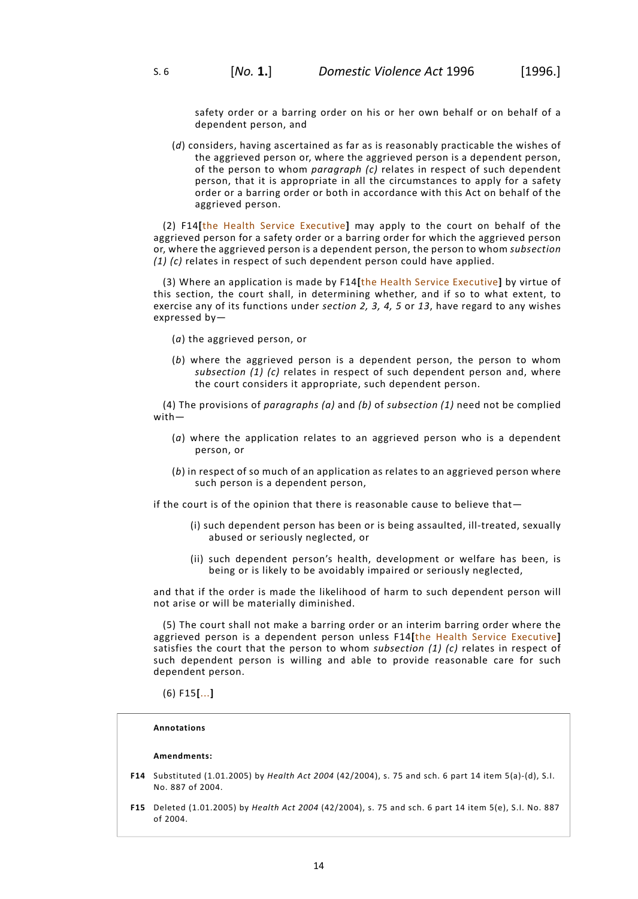safety order or a barring order on his or her own behalf or on behalf of a dependent person, and

(*d*) considers, having ascertained as far as is reasonably practicable the wishes of the aggrieved person or, where the aggrieved person is a dependent person, of the person to whom *paragraph (c)* relates in respect of such dependent person, that it is appropriate in all the circumstances to apply for a safety order or a barring order or both in accordance with this Act on behalf of the aggrieved person.

(2) F14**[**the Health Service Executive**]** may apply to the court on behalf of the aggrieved person for a safety order or a barring order for which the aggrieved person or, where the aggrieved person is a dependent person, the person to whom *subsection (1) (c)* relates in respect of such dependent person could have applied.

(3) Where an application is made by F14**[**the Health Service Executive**]** by virtue of this section, the court shall, in determining whether, and if so to what extent, to exercise any of its functions under *section 2, 3, 4, 5* or *13*, have regard to any wishes expressed by—

(*a*) the aggrieved person, or

(*b*) where the aggrieved person is a dependent person, the person to whom *subsection (1) (c)* relates in respect of such dependent person and, where the court considers it appropriate, such dependent person.

(4) The provisions of *paragraphs (a)* and *(b)* of *subsection (1)* need not be complied with—

(*a*) where the application relates to an aggrieved person who is a dependent person, or

(*b*) in respect of so much of an application as relates to an aggrieved person where such person is a dependent person,

if the court is of the opinion that there is reasonable cause to believe that—

(i) such dependent person has been or is being assaulted, ill-treated, sexually abused or seriously neglected, or

(ii) such dependent person's health, development or welfare has been, is being or is likely to be avoidably impaired or seriously neglected,

and that if the order is made the likelihood of harm to such dependent person will not arise or will be materially diminished.

(5) The court shall not make a barring order or an interim barring order where the aggrieved person is a dependent person unless F14**[**the Health Service Executive**]** satisfies the court that the person to whom *subsection (1) (c)* relates in respect of such dependent person is willing and able to provide reasonable care for such dependent person.

(6) F15**[**...**]**

**Annotations**

**Amendments:**

**F14** Substituted (1.01.2005) by *Health Act 2004* (42/2004), s. 75 and sch. 6 part 14 item 5(a)-(d), S.I. No. 887 of 2004.

**F15** Deleted (1.01.2005) by *Health Act 2004* (42/2004), s. 75 and sch. 6 part 14 item 5(e), S.I. No. 887 of 2004.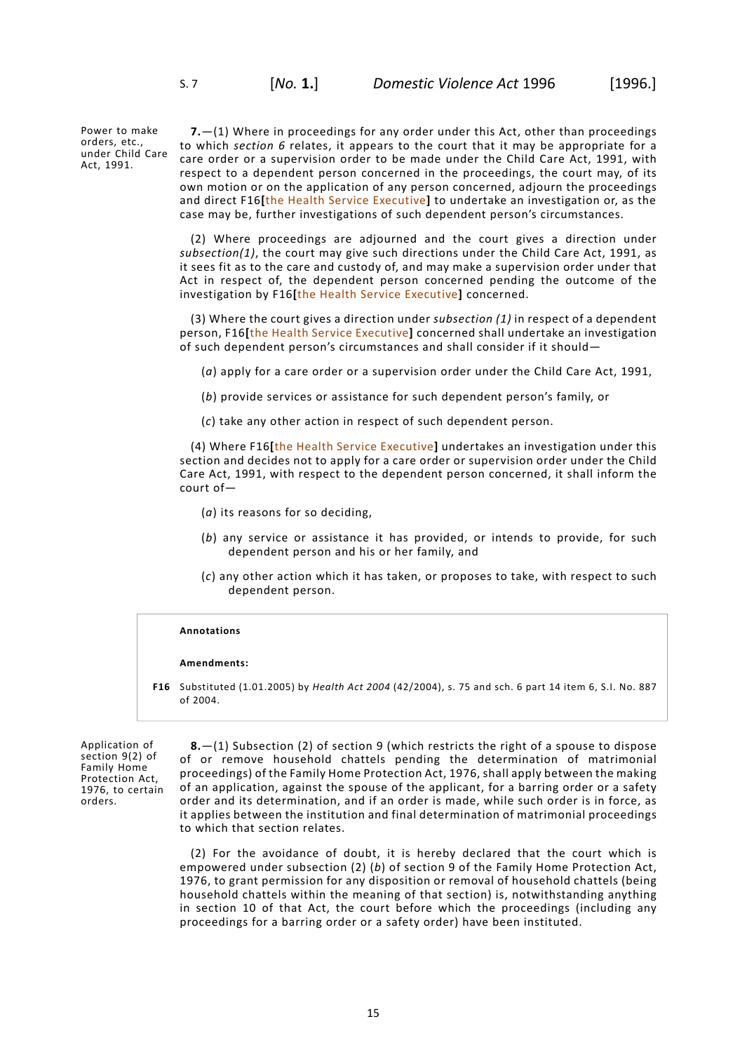Power to make orders, etc., under Child Care Act, 1991.

**7.**—(1) Where in proceedings for any order under this Act, other than proceedings to which *section 6* relates, it appears to the court that it may be appropriate for a care order or a supervision order to be made under the Child Care Act, 1991, with respect to a dependent person concerned in the proceedings, the court may, of its own motion or on the application of any person concerned, adjourn the proceedings and direct F16**[**the Health Service Executive**]** to undertake an investigation or, as the case may be, further investigations of such dependent person's circumstances.

(2) Where proceedings are adjourned and the court gives a direction under *subsection(1)*, the court may give such directions under the Child Care Act, 1991, as it sees fit as to the care and custody of, and may make a supervision order under that Act in respect of, the dependent person concerned pending the outcome of the investigation by F16**[**the Health Service Executive**]** concerned.

(3) Where the court gives a direction under *subsection (1)* in respect of a dependent person, F16**[**the Health Service Executive**]** concerned shall undertake an investigation of such dependent person's circumstances and shall consider if it should—

(*a*) apply for a care order or a supervision order under the Child Care Act, 1991,

(*b*) provide services or assistance for such dependent person's family, or

(*c*) take any other action in respect of such dependent person.

(4) Where F16**[**the Health Service Executive**]** undertakes an investigation under this section and decides not to apply for a care order or supervision order under the Child Care Act, 1991, with respect to the dependent person concerned, it shall inform the court of—

(*a*) its reasons for so deciding,

(*b*) any service or assistance it has provided, or intends to provide, for such dependent person and his or her family, and

(*c*) any other action which it has taken, or proposes to take, with respect to such dependent person.

**Annotations**

**Amendments:**

**F16** Substituted (1.01.2005) by *Health Act 2004* (42/2004), s. 75 and sch. 6 part 14 item 6, S.I. No. 887 of 2004.

Application of section 9(2) of Family Home Protection Act, 1976, to certain orders.

**8.**—(1) Subsection (2) of section 9 (which restricts the right of a spouse to dispose of or remove household chattels pending the determination of matrimonial proceedings) of the Family Home Protection Act, 1976, shall apply between the making of an application, against the spouse of the applicant, for a barring order or a safety order and its determination, and if an order is made, while such order is in force, as it applies between the institution and final determination of matrimonial proceedings to which that section relates.

(2) For the avoidance of doubt, it is hereby declared that the court which is empowered under subsection (2) (*b*) of section 9 of the Family Home Protection Act, 1976, to grant permission for any disposition or removal of household chattels (being household chattels within the meaning of that section) is, notwithstanding anything in section 10 of that Act, the court before which the proceedings (including any proceedings for a barring order or a safety order) have been instituted.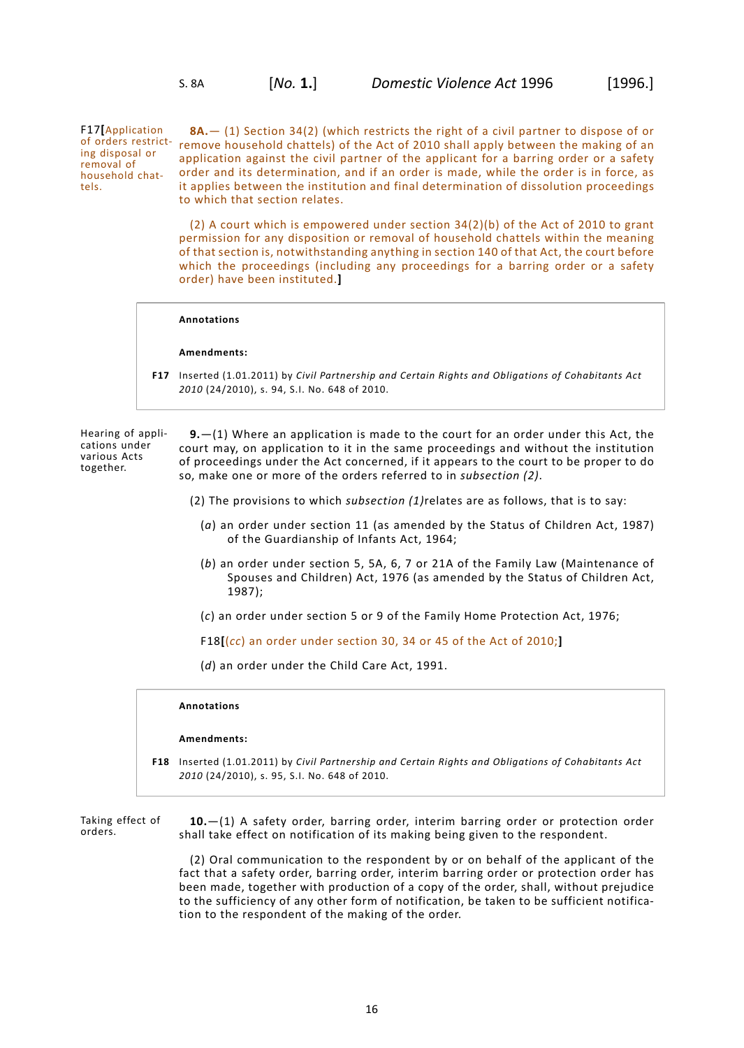F17[Application of orders restricting disposal or removal of household chattels.

**8A.**— (1) Section 34(2) (which restricts the right of a civil partner to dispose of or remove household chattels) of the Act of 2010 shall apply between the making of an application against the civil partner of the applicant for a barring order or a safety order and its determination, and if an order is made, while the order is in force, as it applies between the institution and final determination of dissolution proceedings to which that section relates.

(2) A court which is empowered under section 34(2)(b) of the Act of 2010 to grant permission for any disposition or removal of household chattels within the meaning of that section is, notwithstanding anything in section 140 of that Act, the court before which the proceedings (including any proceedings for a barring order or a safety order) have been instituted.**]**

> **Annotations**
>
> **Amendments:**
>
> **F17** Inserted (1.01.2011) by *Civil Partnership and Certain Rights and Obligations of Cohabitants Act 2010* (24/2010), s. 94, S.I. No. 648 of 2010.

Hearing of applications under various Acts together.

**9.**—(1) Where an application is made to the court for an order under this Act, the court may, on application to it in the same proceedings and without the institution of proceedings under the Act concerned, if it appears to the court to be proper to do so, make one or more of the orders referred to in *subsection (2)*.

(2) The provisions to which *subsection (1)*relates are as follows, that is to say:

(*a*) an order under section 11 (as amended by the Status of Children Act, 1987) of the Guardianship of Infants Act, 1964;

(*b*) an order under section 5, 5A, 6, 7 or 21A of the Family Law (Maintenance of Spouses and Children) Act, 1976 (as amended by the Status of Children Act, 1987);

(*c*) an order under section 5 or 9 of the Family Home Protection Act, 1976;

F18**[**(*cc*) an order under section 30, 34 or 45 of the Act of 2010;**]**

(*d*) an order under the Child Care Act, 1991.

> **Annotations**
>
> **Amendments:**
>
> **F18** Inserted (1.01.2011) by *Civil Partnership and Certain Rights and Obligations of Cohabitants Act 2010* (24/2010), s. 95, S.I. No. 648 of 2010.

Taking effect of orders.

**10.**—(1) A safety order, barring order, interim barring order or protection order shall take effect on notification of its making being given to the respondent.

(2) Oral communication to the respondent by or on behalf of the applicant of the fact that a safety order, barring order, interim barring order or protection order has been made, together with production of a copy of the order, shall, without prejudice to the sufficiency of any other form of notification, be taken to be sufficient notification to the respondent of the making of the order.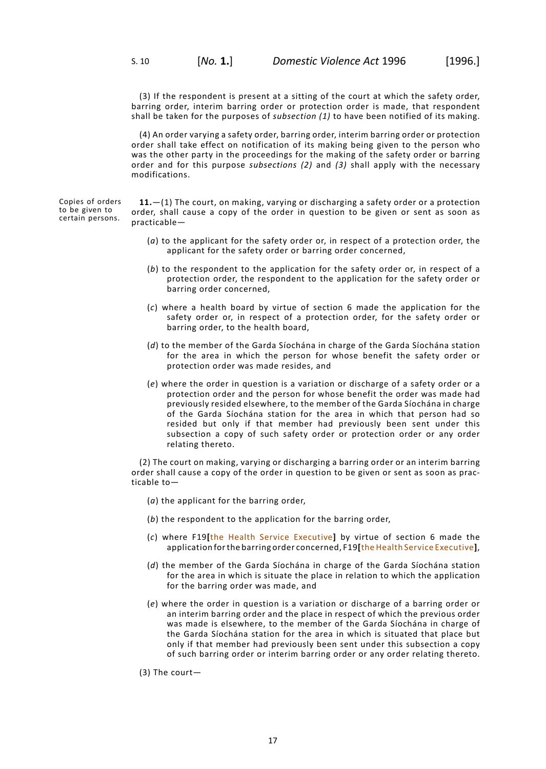(3) If the respondent is present at a sitting of the court at which the safety order, barring order, interim barring order or protection order is made, that respondent shall be taken for the purposes of *subsection (1)* to have been notified of its making.

(4) An order varying a safety order, barring order, interim barring order or protection order shall take effect on notification of its making being given to the person who was the other party in the proceedings for the making of the safety order or barring order and for this purpose *subsections (2)* and *(3)* shall apply with the necessary modifications.

Copies of orders to be given to certain persons.

**11.**—(1) The court, on making, varying or discharging a safety order or a protection order, shall cause a copy of the order in question to be given or sent as soon as practicable—

(*a*) to the applicant for the safety order or, in respect of a protection order, the applicant for the safety order or barring order concerned,

(*b*) to the respondent to the application for the safety order or, in respect of a protection order, the respondent to the application for the safety order or barring order concerned,

(*c*) where a health board by virtue of section 6 made the application for the safety order or, in respect of a protection order, for the safety order or barring order, to the health board,

(*d*) to the member of the Garda Síochána in charge of the Garda Síochána station for the area in which the person for whose benefit the safety order or protection order was made resides, and

(*e*) where the order in question is a variation or discharge of a safety order or a protection order and the person for whose benefit the order was made had previously resided elsewhere, to the member of the Garda Síochána in charge of the Garda Síochána station for the area in which that person had so resided but only if that member had previously been sent under this subsection a copy of such safety order or protection order or any order relating thereto.

(2) The court on making, varying or discharging a barring order or an interim barring order shall cause a copy of the order in question to be given or sent as soon as practicable to—

(*a*) the applicant for the barring order,

(*b*) the respondent to the application for the barring order,

(*c*) where F19[the Health Service Executive] by virtue of section 6 made the application for the barring order concerned, F19[the Health Service Executive],

(*d*) the member of the Garda Síochána in charge of the Garda Síochána station for the area in which is situate the place in relation to which the application for the barring order was made, and

(*e*) where the order in question is a variation or discharge of a barring order or an interim barring order and the place in respect of which the previous order was made is elsewhere, to the member of the Garda Síochána in charge of the Garda Síochána station for the area in which is situated that place but only if that member had previously been sent under this subsection a copy of such barring order or interim barring order or any order relating thereto.

(3) The court—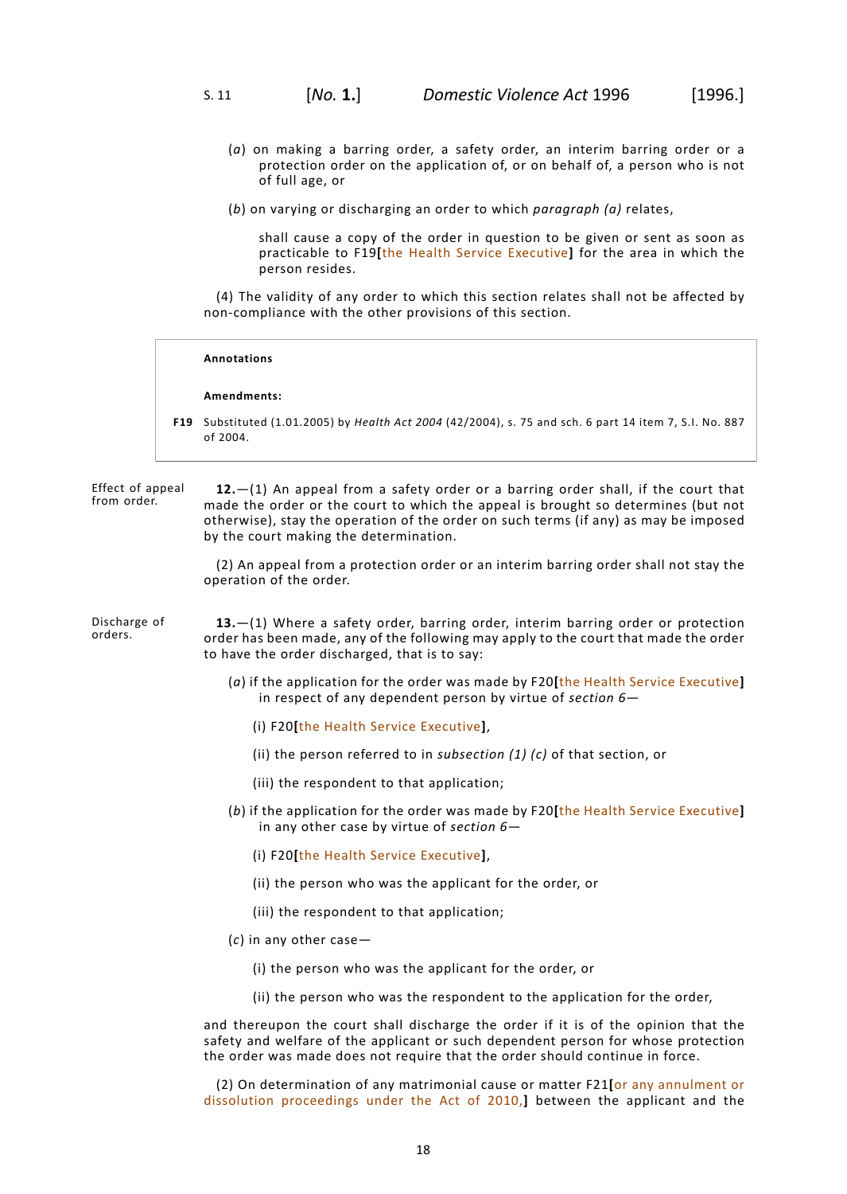(*a*) on making a barring order, a safety order, an interim barring order or a protection order on the application of, or on behalf of, a person who is not of full age, or

(*b*) on varying or discharging an order to which *paragraph (a)* relates,

shall cause a copy of the order in question to be given or sent as soon as practicable to F19[the Health Service Executive] for the area in which the person resides.

(4) The validity of any order to which this section relates shall not be affected by non-compliance with the other provisions of this section.

**Annotations**

**Amendments:**

**F19** Substituted (1.01.2005) by *Health Act 2004* (42/2004), s. 75 and sch. 6 part 14 item 7, S.I. No. 887 of 2004.

Effect of appeal from order.

**12.**—(1) An appeal from a safety order or a barring order shall, if the court that made the order or the court to which the appeal is brought so determines (but not otherwise), stay the operation of the order on such terms (if any) as may be imposed by the court making the determination.

(2) An appeal from a protection order or an interim barring order shall not stay the operation of the order.

Discharge of orders.

**13.**—(1) Where a safety order, barring order, interim barring order or protection order has been made, any of the following may apply to the court that made the order to have the order discharged, that is to say:

(*a*) if the application for the order was made by F20[the Health Service Executive] in respect of any dependent person by virtue of *section 6*—

(i) F20[the Health Service Executive],

(ii) the person referred to in *subsection (1) (c)* of that section, or

(iii) the respondent to that application;

(*b*) if the application for the order was made by F20[the Health Service Executive] in any other case by virtue of *section 6*—

(i) F20[the Health Service Executive],

(ii) the person who was the applicant for the order, or

(iii) the respondent to that application;

(*c*) in any other case—

(i) the person who was the applicant for the order, or

(ii) the person who was the respondent to the application for the order,

and thereupon the court shall discharge the order if it is of the opinion that the safety and welfare of the applicant or such dependent person for whose protection the order was made does not require that the order should continue in force.

(2) On determination of any matrimonial cause or matter F21[or any annulment or dissolution proceedings under the Act of 2010,] between the applicant and the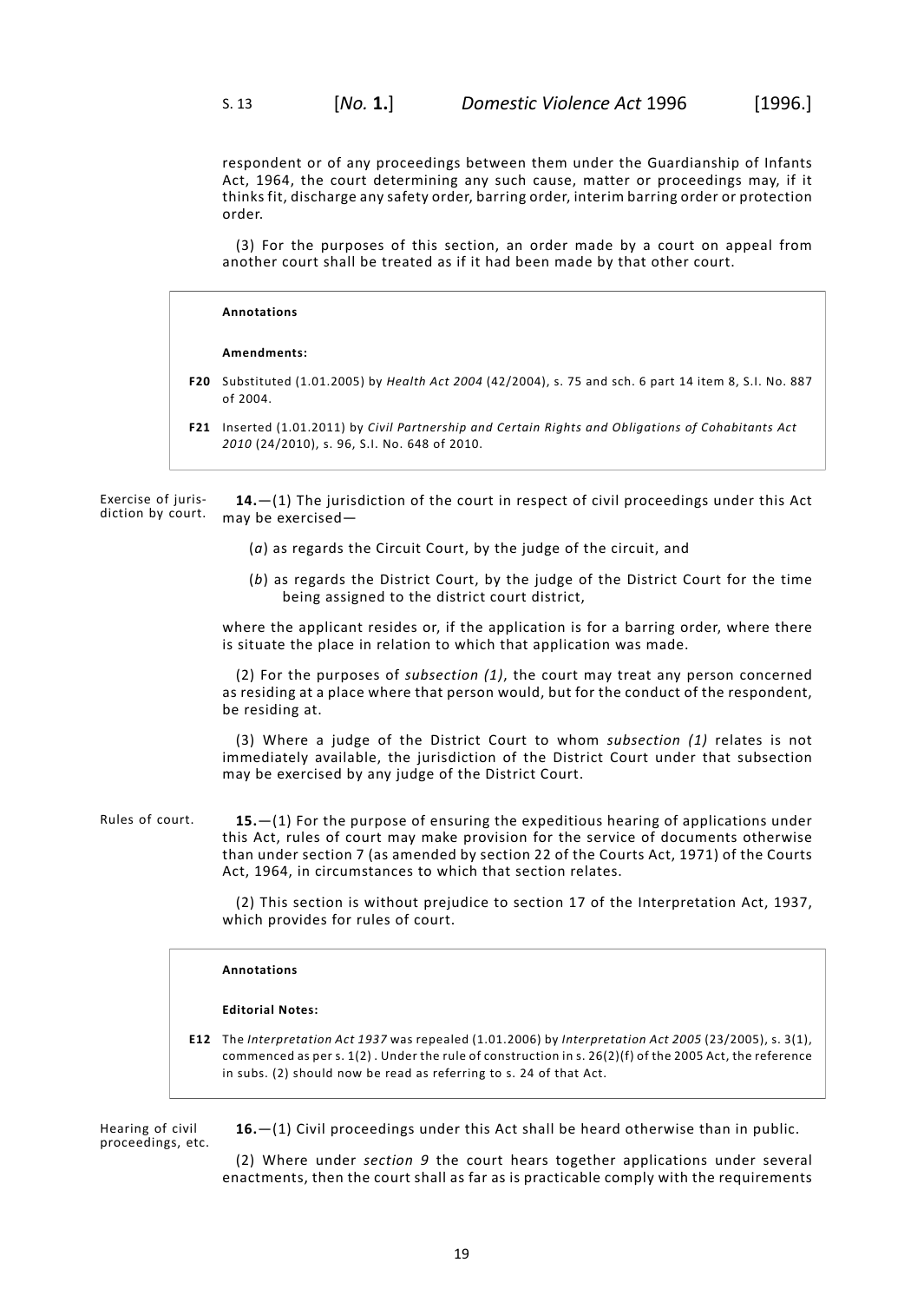respondent or of any proceedings between them under the Guardianship of Infants Act, 1964, the court determining any such cause, matter or proceedings may, if it thinks fit, discharge any safety order, barring order, interim barring order or protection order.

(3) For the purposes of this section, an order made by a court on appeal from another court shall be treated as if it had been made by that other court.

**Annotations**

**Amendments:**

**F20** Substituted (1.01.2005) by *Health Act 2004* (42/2004), s. 75 and sch. 6 part 14 item 8, S.I. No. 887 of 2004.

**F21** Inserted (1.01.2011) by *Civil Partnership and Certain Rights and Obligations of Cohabitants Act 2010* (24/2010), s. 96, S.I. No. 648 of 2010.

Exercise of jurisdiction by court.

**14.**—(1) The jurisdiction of the court in respect of civil proceedings under this Act may be exercised—

(*a*) as regards the Circuit Court, by the judge of the circuit, and

(*b*) as regards the District Court, by the judge of the District Court for the time being assigned to the district court district,

where the applicant resides or, if the application is for a barring order, where there is situate the place in relation to which that application was made.

(2) For the purposes of *subsection (1)*, the court may treat any person concerned as residing at a place where that person would, but for the conduct of the respondent, be residing at.

(3) Where a judge of the District Court to whom *subsection (1)* relates is not immediately available, the jurisdiction of the District Court under that subsection may be exercised by any judge of the District Court.

Rules of court.

**15.**—(1) For the purpose of ensuring the expeditious hearing of applications under this Act, rules of court may make provision for the service of documents otherwise than under section 7 (as amended by section 22 of the Courts Act, 1971) of the Courts Act, 1964, in circumstances to which that section relates.

(2) This section is without prejudice to section 17 of the Interpretation Act, 1937, which provides for rules of court.

**Annotations**

**Editorial Notes:**

**E12** The *Interpretation Act 1937* was repealed (1.01.2006) by *Interpretation Act 2005* (23/2005), s. 3(1), commenced as per s. 1(2) . Under the rule of construction in s. 26(2)(f) of the 2005 Act, the reference in subs. (2) should now be read as referring to s. 24 of that Act.

Hearing of civil proceedings, etc.

**16.**—(1) Civil proceedings under this Act shall be heard otherwise than in public.

(2) Where under *section 9* the court hears together applications under several enactments, then the court shall as far as is practicable comply with the requirements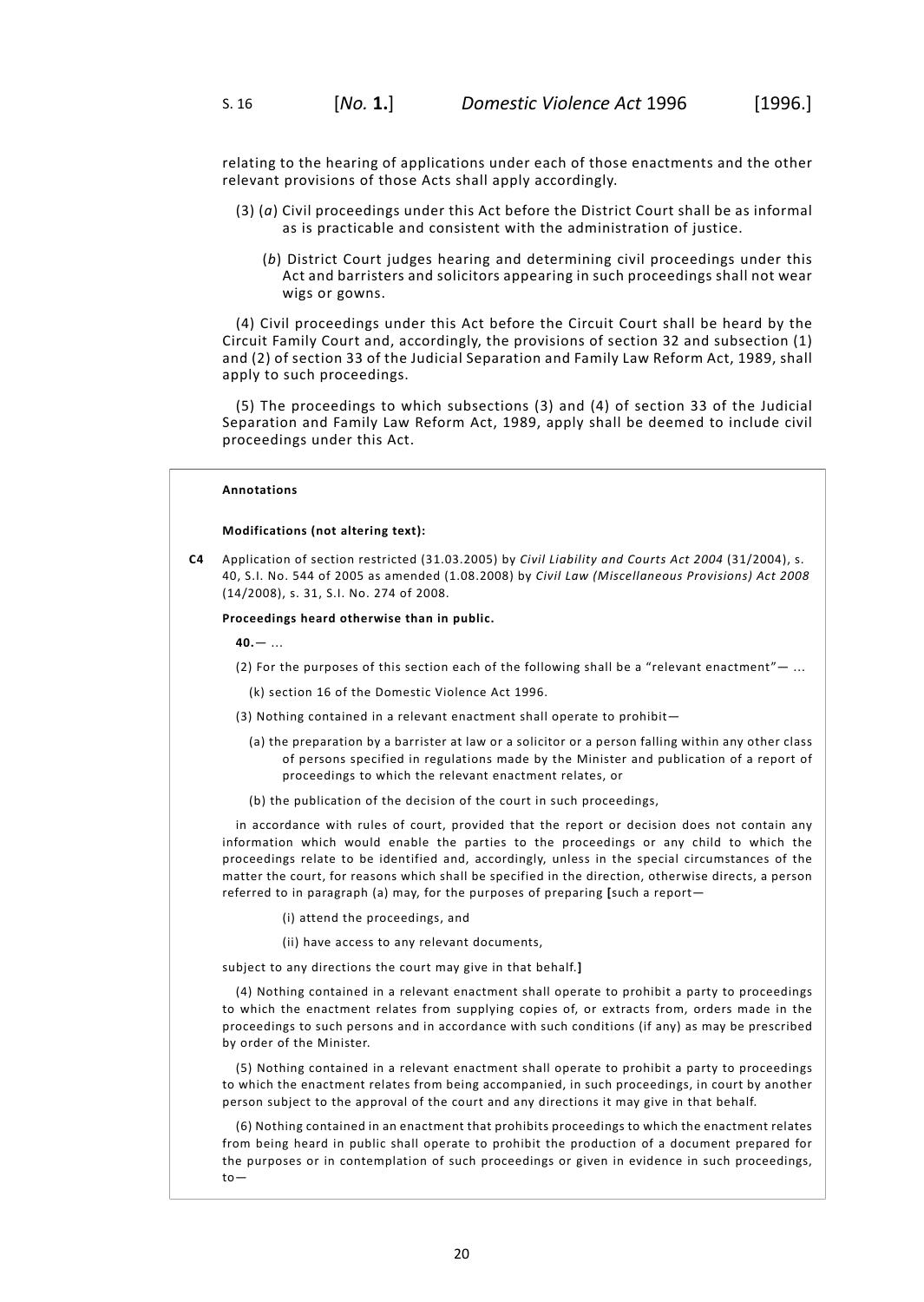relating to the hearing of applications under each of those enactments and the other relevant provisions of those Acts shall apply accordingly.

(3) (*a*) Civil proceedings under this Act before the District Court shall be as informal as is practicable and consistent with the administration of justice.

(*b*) District Court judges hearing and determining civil proceedings under this Act and barristers and solicitors appearing in such proceedings shall not wear wigs or gowns.

(4) Civil proceedings under this Act before the Circuit Court shall be heard by the Circuit Family Court and, accordingly, the provisions of section 32 and subsection (1) and (2) of section 33 of the Judicial Separation and Family Law Reform Act, 1989, shall apply to such proceedings.

(5) The proceedings to which subsections (3) and (4) of section 33 of the Judicial Separation and Family Law Reform Act, 1989, apply shall be deemed to include civil proceedings under this Act.

**Annotations**

**Modifications (not altering text):**

**C4** Application of section restricted (31.03.2005) by *Civil Liability and Courts Act 2004* (31/2004), s. 40, S.I. No. 544 of 2005 as amended (1.08.2008) by *Civil Law (Miscellaneous Provisions) Act 2008* (14/2008), s. 31, S.I. No. 274 of 2008.

**Proceedings heard otherwise than in public.**

**40.**— ...

(2) For the purposes of this section each of the following shall be a "relevant enactment"— ...

(k) section 16 of the Domestic Violence Act 1996.

(3) Nothing contained in a relevant enactment shall operate to prohibit—

(a) the preparation by a barrister at law or a solicitor or a person falling within any other class of persons specified in regulations made by the Minister and publication of a report of proceedings to which the relevant enactment relates, or

(b) the publication of the decision of the court in such proceedings,

in accordance with rules of court, provided that the report or decision does not contain any information which would enable the parties to the proceedings or any child to which the proceedings relate to be identified and, accordingly, unless in the special circumstances of the matter the court, for reasons which shall be specified in the direction, otherwise directs, a person referred to in paragraph (a) may, for the purposes of preparing **[**such a report—

(i) attend the proceedings, and

(ii) have access to any relevant documents,

subject to any directions the court may give in that behalf.**]**

(4) Nothing contained in a relevant enactment shall operate to prohibit a party to proceedings to which the enactment relates from supplying copies of, or extracts from, orders made in the proceedings to such persons and in accordance with such conditions (if any) as may be prescribed by order of the Minister.

(5) Nothing contained in a relevant enactment shall operate to prohibit a party to proceedings to which the enactment relates from being accompanied, in such proceedings, in court by another person subject to the approval of the court and any directions it may give in that behalf.

(6) Nothing contained in an enactment that prohibits proceedings to which the enactment relates from being heard in public shall operate to prohibit the production of a document prepared for the purposes or in contemplation of such proceedings or given in evidence in such proceedings, to—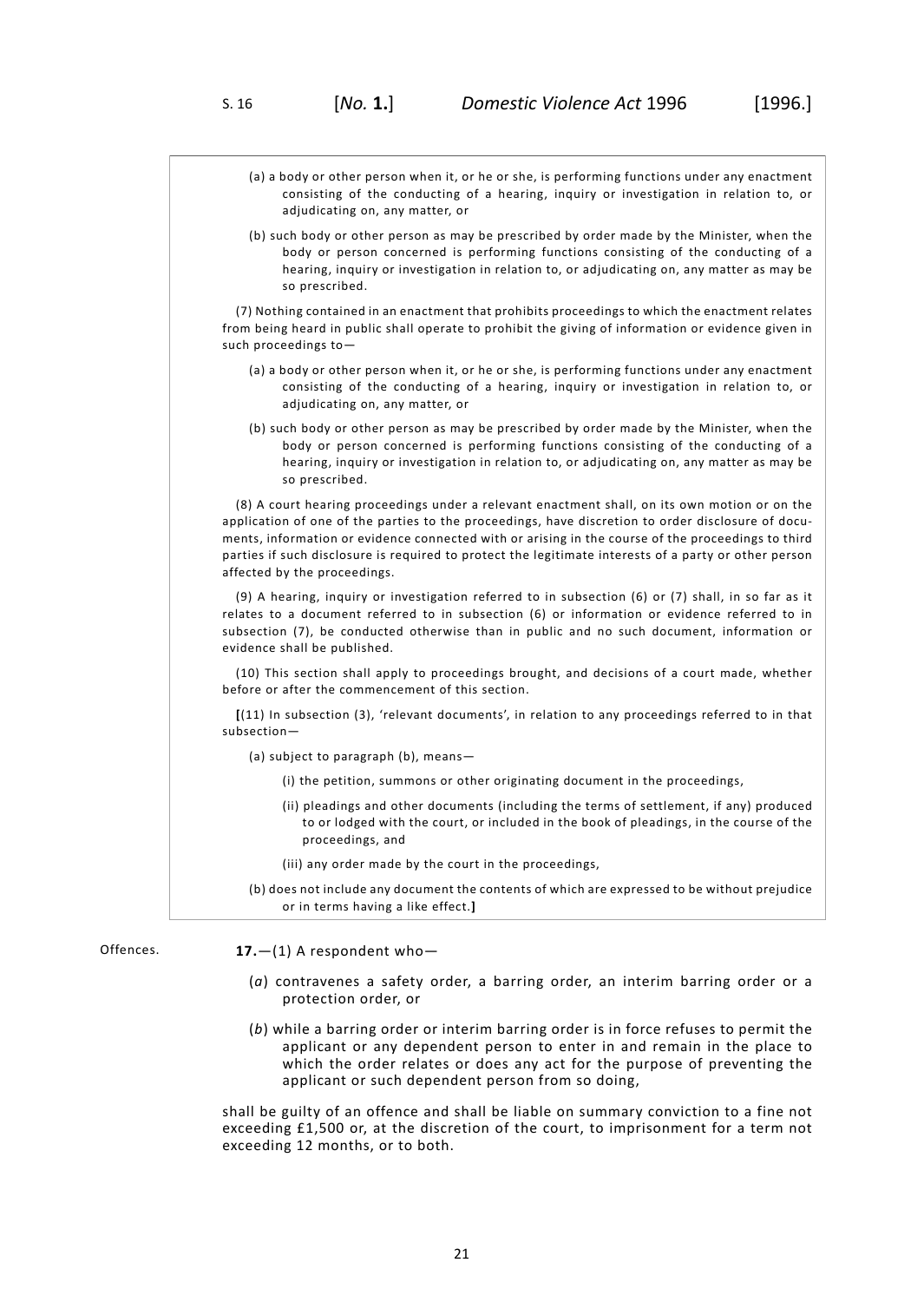(a) a body or other person when it, or he or she, is performing functions under any enactment consisting of the conducting of a hearing, inquiry or investigation in relation to, or adjudicating on, any matter, or

(b) such body or other person as may be prescribed by order made by the Minister, when the body or person concerned is performing functions consisting of the conducting of a hearing, inquiry or investigation in relation to, or adjudicating on, any matter as may be so prescribed.

(7) Nothing contained in an enactment that prohibits proceedings to which the enactment relates from being heard in public shall operate to prohibit the giving of information or evidence given in such proceedings to—

(a) a body or other person when it, or he or she, is performing functions under any enactment consisting of the conducting of a hearing, inquiry or investigation in relation to, or adjudicating on, any matter, or

(b) such body or other person as may be prescribed by order made by the Minister, when the body or person concerned is performing functions consisting of the conducting of a hearing, inquiry or investigation in relation to, or adjudicating on, any matter as may be so prescribed.

(8) A court hearing proceedings under a relevant enactment shall, on its own motion or on the application of one of the parties to the proceedings, have discretion to order disclosure of documents, information or evidence connected with or arising in the course of the proceedings to third parties if such disclosure is required to protect the legitimate interests of a party or other person affected by the proceedings.

(9) A hearing, inquiry or investigation referred to in subsection (6) or (7) shall, in so far as it relates to a document referred to in subsection (6) or information or evidence referred to in subsection (7), be conducted otherwise than in public and no such document, information or evidence shall be published.

(10) This section shall apply to proceedings brought, and decisions of a court made, whether before or after the commencement of this section.

[(11) In subsection (3), 'relevant documents', in relation to any proceedings referred to in that subsection—

(a) subject to paragraph (b), means—

(i) the petition, summons or other originating document in the proceedings,

(ii) pleadings and other documents (including the terms of settlement, if any) produced to or lodged with the court, or included in the book of pleadings, in the course of the proceedings, and

(iii) any order made by the court in the proceedings,

(b) does not include any document the contents of which are expressed to be without prejudice or in terms having a like effect.]

Offences.

**17.**—(1) A respondent who—

(*a*) contravenes a safety order, a barring order, an interim barring order or a protection order, or

(*b*) while a barring order or interim barring order is in force refuses to permit the applicant or any dependent person to enter in and remain in the place to which the order relates or does any act for the purpose of preventing the applicant or such dependent person from so doing,

shall be guilty of an offence and shall be liable on summary conviction to a fine not exceeding £1,500 or, at the discretion of the court, to imprisonment for a term not exceeding 12 months, or to both.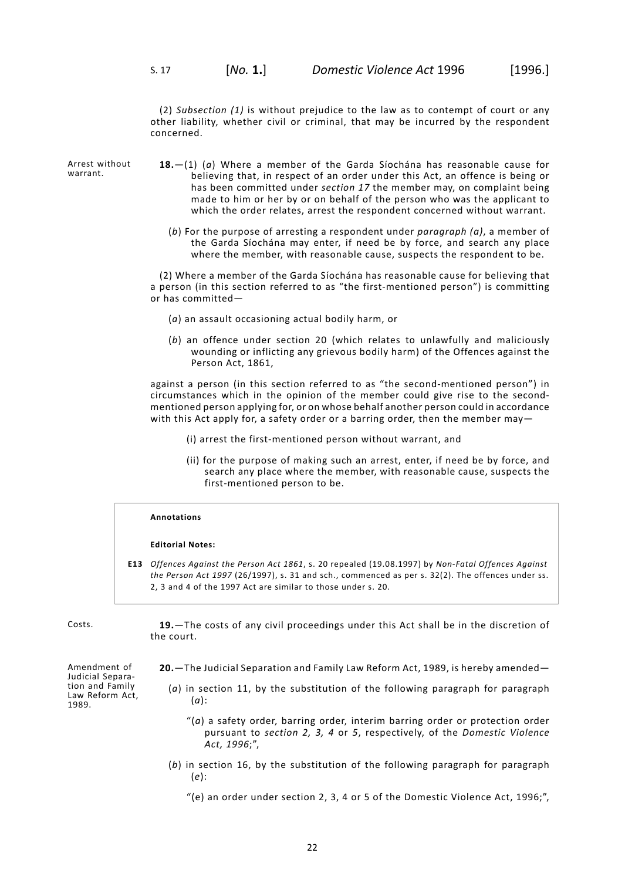(2) *Subsection (1)* is without prejudice to the law as to contempt of court or any other liability, whether civil or criminal, that may be incurred by the respondent concerned.

Arrest without warrant.

**18.**—(1) (*a*) Where a member of the Garda Síochána has reasonable cause for believing that, in respect of an order under this Act, an offence is being or has been committed under *section 17* the member may, on complaint being made to him or her by or on behalf of the person who was the applicant to which the order relates, arrest the respondent concerned without warrant.

(*b*) For the purpose of arresting a respondent under *paragraph (a)*, a member of the Garda Síochána may enter, if need be by force, and search any place where the member, with reasonable cause, suspects the respondent to be.

(2) Where a member of the Garda Síochána has reasonable cause for believing that a person (in this section referred to as "the first-mentioned person") is committing or has committed—

(*a*) an assault occasioning actual bodily harm, or

(*b*) an offence under section 20 (which relates to unlawfully and maliciously wounding or inflicting any grievous bodily harm) of the Offences against the Person Act, 1861,

against a person (in this section referred to as "the second-mentioned person") in circumstances which in the opinion of the member could give rise to the second-mentioned person applying for, or on whose behalf another person could in accordance with this Act apply for, a safety order or a barring order, then the member may—

(i) arrest the first-mentioned person without warrant, and

(ii) for the purpose of making such an arrest, enter, if need be by force, and search any place where the member, with reasonable cause, suspects the first-mentioned person to be.

**Annotations**

**Editorial Notes:**

**E13** *Offences Against the Person Act 1861*, s. 20 repealed (19.08.1997) by *Non-Fatal Offences Against the Person Act 1997* (26/1997), s. 31 and sch., commenced as per s. 32(2). The offences under ss. 2, 3 and 4 of the 1997 Act are similar to those under s. 20.

Costs.

**19.**—The costs of any civil proceedings under this Act shall be in the discretion of the court.

Amendment of Judicial Separation and Family Law Reform Act, 1989.

**20.**—The Judicial Separation and Family Law Reform Act, 1989, is hereby amended—

(*a*) in section 11, by the substitution of the following paragraph for paragraph (*a*):

"(*a*) a safety order, barring order, interim barring order or protection order pursuant to *section 2, 3, 4* or *5*, respectively, of the *Domestic Violence Act, 1996*;",

(*b*) in section 16, by the substitution of the following paragraph for paragraph (*e*):

"(e) an order under section 2, 3, 4 or 5 of the Domestic Violence Act, 1996;",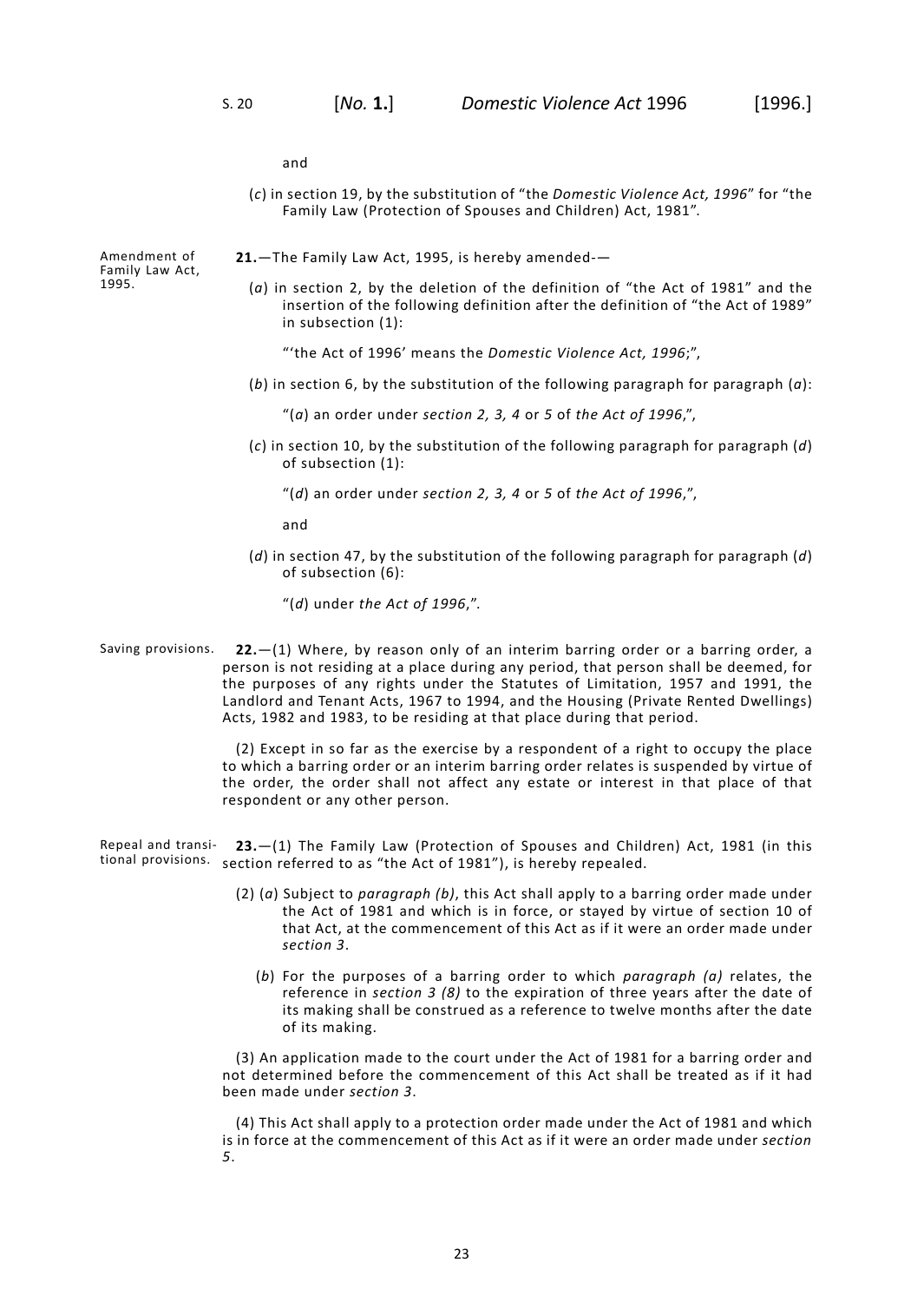and

(*c*) in section 19, by the substitution of "the *Domestic Violence Act, 1996*" for "the Family Law (Protection of Spouses and Children) Act, 1981".

Amendment of Family Law Act, 1995.

**21.**—The Family Law Act, 1995, is hereby amended-—

(*a*) in section 2, by the deletion of the definition of "the Act of 1981" and the insertion of the following definition after the definition of "the Act of 1989" in subsection (1):

"'the Act of 1996' means the *Domestic Violence Act, 1996*;",

(*b*) in section 6, by the substitution of the following paragraph for paragraph (*a*):

"(*a*) an order under *section 2, 3, 4* or *5* of *the Act of 1996*,",

(*c*) in section 10, by the substitution of the following paragraph for paragraph (*d*) of subsection (1):

"(*d*) an order under *section 2, 3, 4* or *5* of *the Act of 1996*,",

and

(*d*) in section 47, by the substitution of the following paragraph for paragraph (*d*) of subsection (6):

"(*d*) under *the Act of 1996*,".

Saving provisions.

**22.**—(1) Where, by reason only of an interim barring order or a barring order, a person is not residing at a place during any period, that person shall be deemed, for the purposes of any rights under the Statutes of Limitation, 1957 and 1991, the Landlord and Tenant Acts, 1967 to 1994, and the Housing (Private Rented Dwellings) Acts, 1982 and 1983, to be residing at that place during that period.

(2) Except in so far as the exercise by a respondent of a right to occupy the place to which a barring order or an interim barring order relates is suspended by virtue of the order, the order shall not affect any estate or interest in that place of that respondent or any other person.

Repeal and transitional provisions.

**23.**—(1) The Family Law (Protection of Spouses and Children) Act, 1981 (in this section referred to as "the Act of 1981"), is hereby repealed.

(2) (*a*) Subject to *paragraph (b)*, this Act shall apply to a barring order made under the Act of 1981 and which is in force, or stayed by virtue of section 10 of that Act, at the commencement of this Act as if it were an order made under *section 3*.

(*b*) For the purposes of a barring order to which *paragraph (a)* relates, the reference in *section 3 (8)* to the expiration of three years after the date of its making shall be construed as a reference to twelve months after the date of its making.

(3) An application made to the court under the Act of 1981 for a barring order and not determined before the commencement of this Act shall be treated as if it had been made under *section 3*.

(4) This Act shall apply to a protection order made under the Act of 1981 and which is in force at the commencement of this Act as if it were an order made under *section 5*.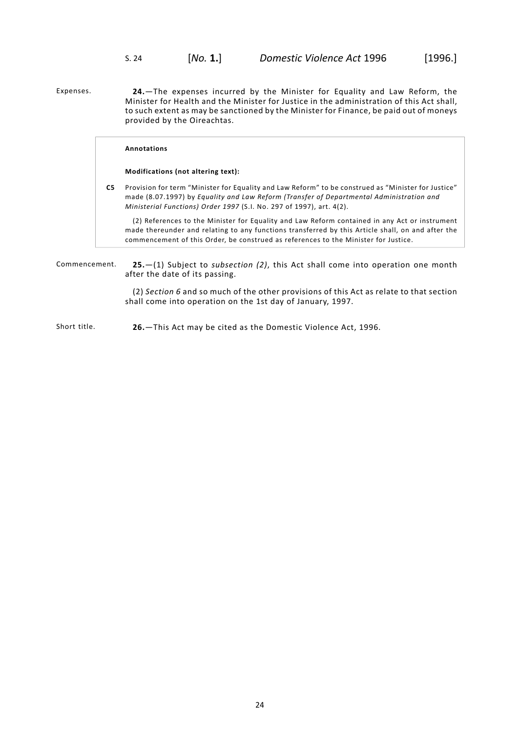Expenses.

**24.**—The expenses incurred by the Minister for Equality and Law Reform, the Minister for Health and the Minister for Justice in the administration of this Act shall, to such extent as may be sanctioned by the Minister for Finance, be paid out of moneys provided by the Oireachtas.

**Annotations**

**Modifications (not altering text):**

**C5** Provision for term "Minister for Equality and Law Reform" to be construed as "Minister for Justice" made (8.07.1997) by *Equality and Law Reform (Transfer of Departmental Administration and Ministerial Functions) Order 1997* (S.I. No. 297 of 1997), art. 4(2).

(2) References to the Minister for Equality and Law Reform contained in any Act or instrument made thereunder and relating to any functions transferred by this Article shall, on and after the commencement of this Order, be construed as references to the Minister for Justice.

Commencement.

**25.**—(1) Subject to *subsection (2)*, this Act shall come into operation one month after the date of its passing.

(2) *Section 6* and so much of the other provisions of this Act as relate to that section shall come into operation on the 1st day of January, 1997.

Short title.

**26.**—This Act may be cited as the Domestic Violence Act, 1996.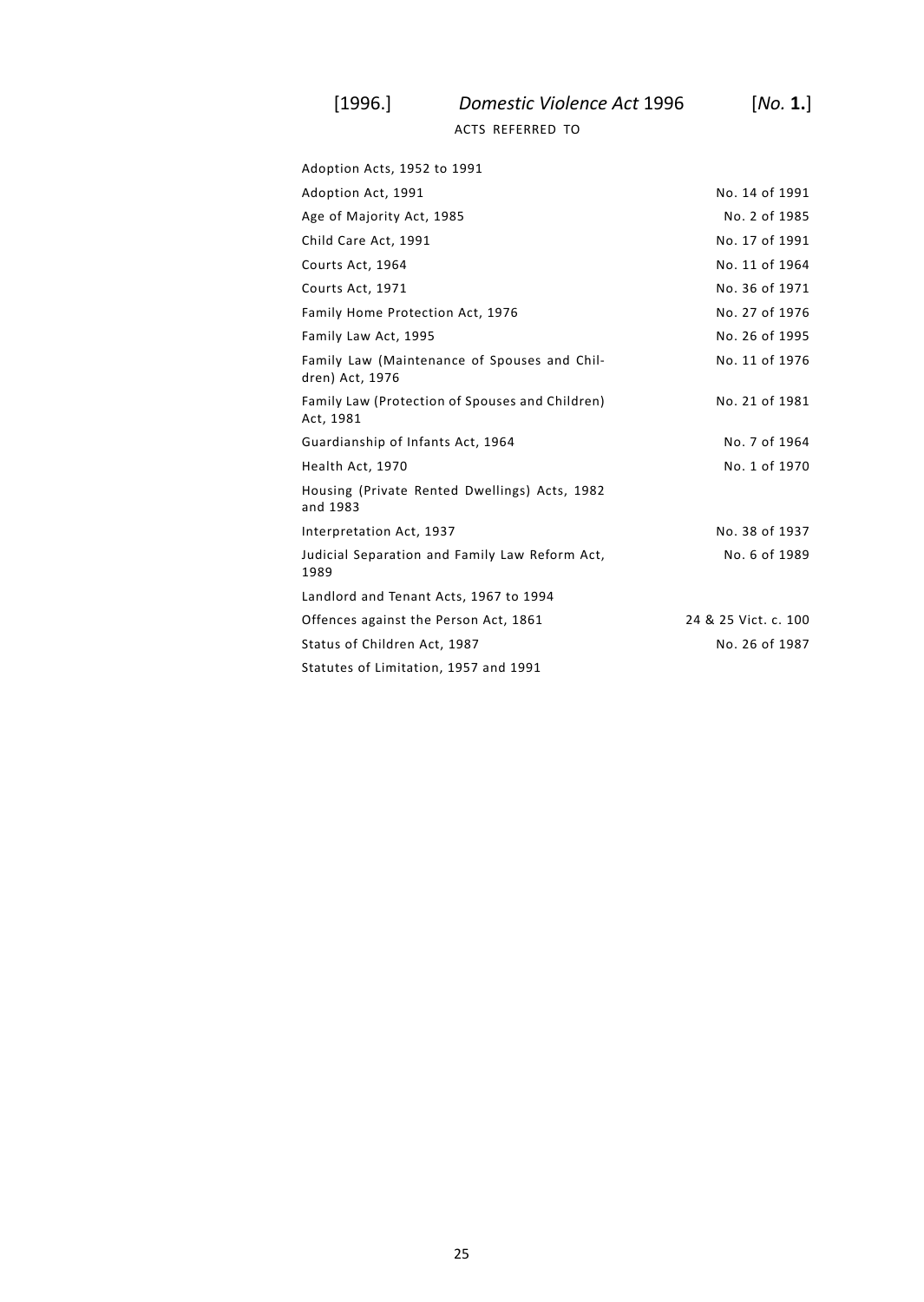## ACTS REFERRED TO

| | |
|---|---|
| Adoption Acts, 1952 to 1991 | |
| Adoption Act, 1991 | No. 14 of 1991 |
| Age of Majority Act, 1985 | No. 2 of 1985 |
| Child Care Act, 1991 | No. 17 of 1991 |
| Courts Act, 1964 | No. 11 of 1964 |
| Courts Act, 1971 | No. 36 of 1971 |
| Family Home Protection Act, 1976 | No. 27 of 1976 |
| Family Law Act, 1995 | No. 26 of 1995 |
| Family Law (Maintenance of Spouses and Children) Act, 1976 | No. 11 of 1976 |
| Family Law (Protection of Spouses and Children) Act, 1981 | No. 21 of 1981 |
| Guardianship of Infants Act, 1964 | No. 7 of 1964 |
| Health Act, 1970 | No. 1 of 1970 |
| Housing (Private Rented Dwellings) Acts, 1982 and 1983 | |
| Interpretation Act, 1937 | No. 38 of 1937 |
| Judicial Separation and Family Law Reform Act, 1989 | No. 6 of 1989 |
| Landlord and Tenant Acts, 1967 to 1994 | |
| Offences against the Person Act, 1861 | 24 & 25 Vict. c. 100 |
| Status of Children Act, 1987 | No. 26 of 1987 |
| Statutes of Limitation, 1957 and 1991 | |